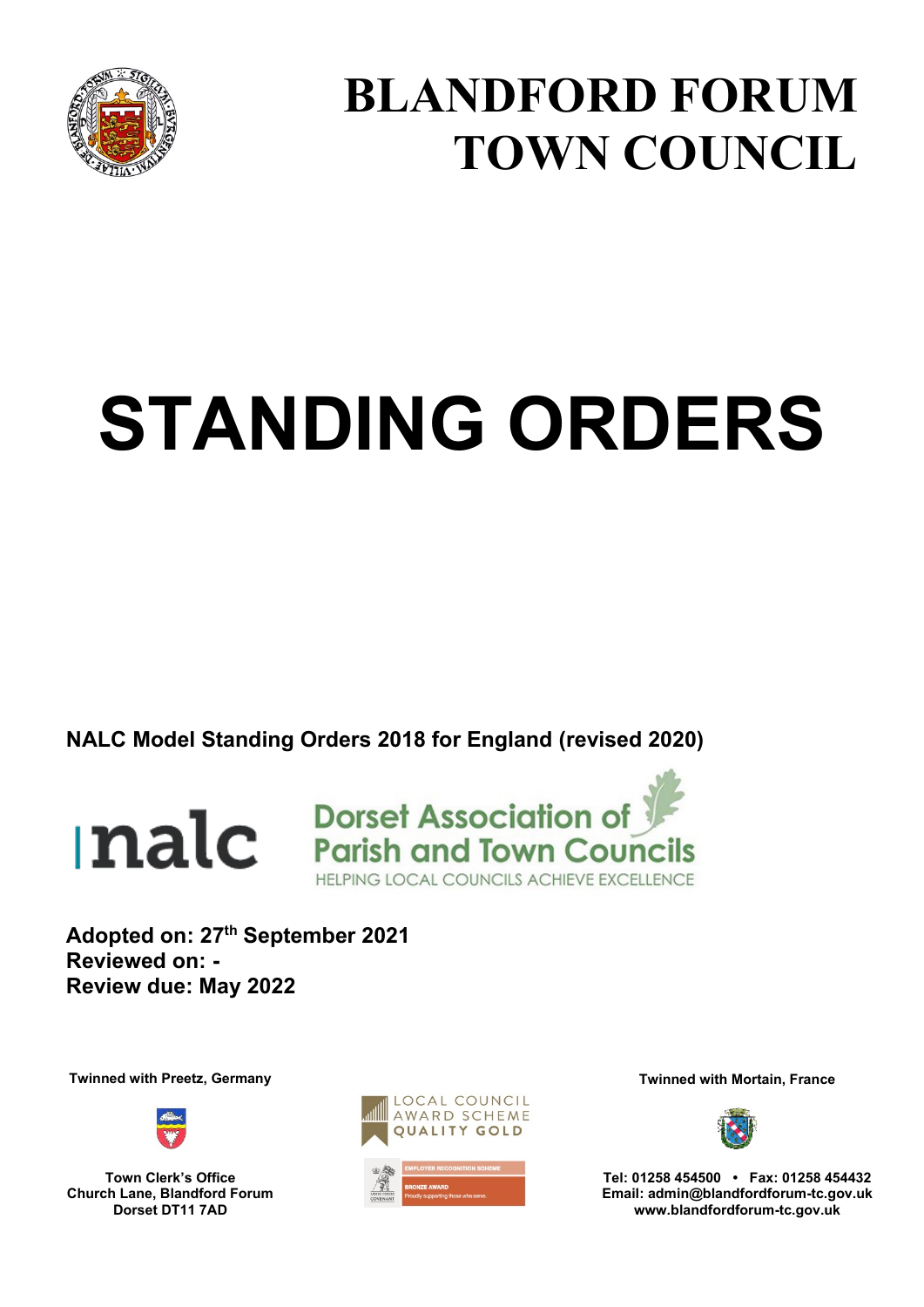# BLANDFORD FORUM TOWN COUNCIL

# STANDING ORDERS

**NALC Model Standing Orders 2018 for England (revised 2020)**

nalc

Dorset Association of Parish and Town Councils

HELPING LOCAL COUNCILS ACHIEVE EXCELLENCE

**Adopted on: 27th September 2021**
**Reviewed on: -**
**Review due: May 2022**

**Twinned with Preetz, Germany**

**Town Clerk's Office**
**Church Lane, Blandford Forum**
**Dorset DT11 7AD**

LOCAL COUNCIL AWARD SCHEME
QUALITY GOLD

EMPLOYER RECOGNITION SCHEME
BRONZE AWARD
Proudly supporting those who serve.

**Twinned with Mortain, France**

**Tel: 01258 454500 • Fax: 01258 454432**
**Email: admin@blandfordforum-tc.gov.uk**
**www.blandfordforum-tc.gov.uk**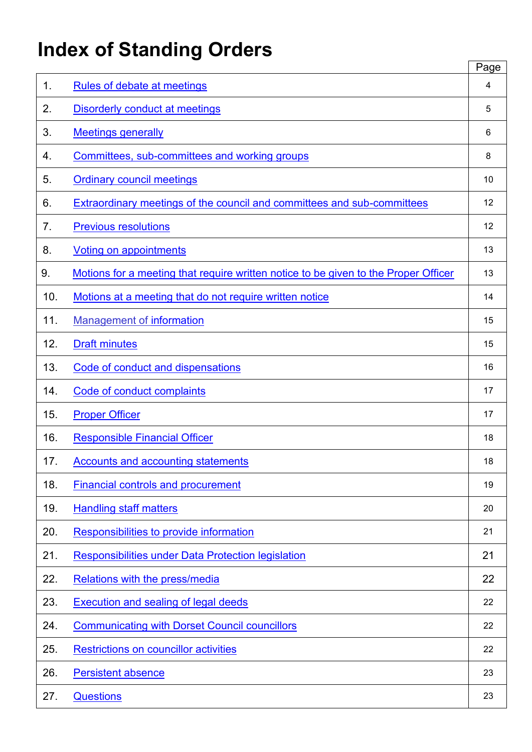# Index of Standing Orders

| | | Page |
|---|---|---|
| 1. | Rules of debate at meetings | 4 |
| 2. | Disorderly conduct at meetings | 5 |
| 3. | Meetings generally | 6 |
| 4. | Committees, sub-committees and working groups | 8 |
| 5. | Ordinary council meetings | 10 |
| 6. | Extraordinary meetings of the council and committees and sub-committees | 12 |
| 7. | Previous resolutions | 12 |
| 8. | Voting on appointments | 13 |
| 9. | Motions for a meeting that require written notice to be given to the Proper Officer | 13 |
| 10. | Motions at a meeting that do not require written notice | 14 |
| 11. | Management of information | 15 |
| 12. | Draft minutes | 15 |
| 13. | Code of conduct and dispensations | 16 |
| 14. | Code of conduct complaints | 17 |
| 15. | Proper Officer | 17 |
| 16. | Responsible Financial Officer | 18 |
| 17. | Accounts and accounting statements | 18 |
| 18. | Financial controls and procurement | 19 |
| 19. | Handling staff matters | 20 |
| 20. | Responsibilities to provide information | 21 |
| 21. | Responsibilities under Data Protection legislation | 21 |
| 22. | Relations with the press/media | 22 |
| 23. | Execution and sealing of legal deeds | 22 |
| 24. | Communicating with Dorset Council councillors | 22 |
| 25. | Restrictions on councillor activities | 22 |
| 26. | Persistent absence | 23 |
| 27. | Questions | 23 |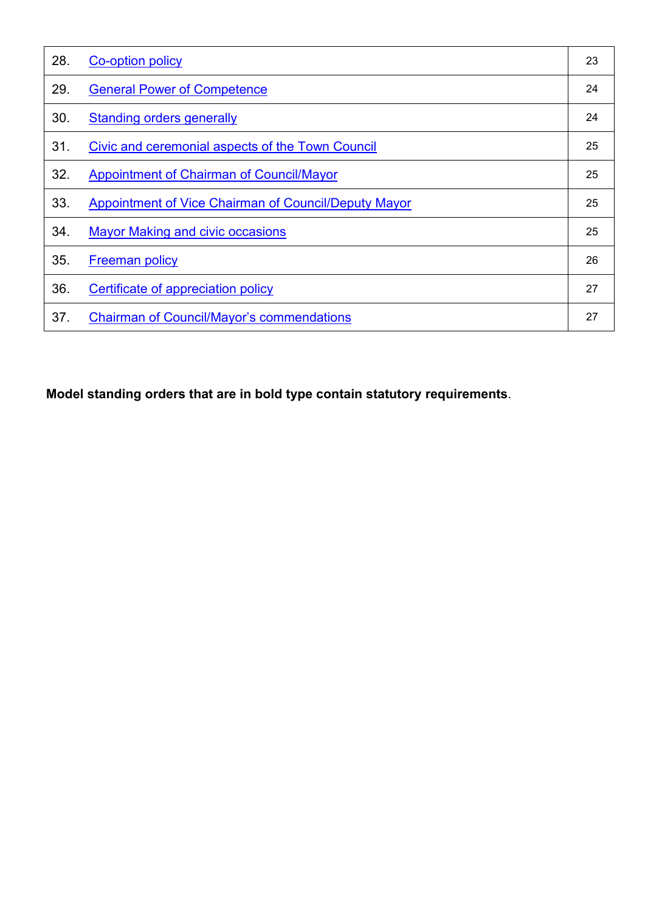| | | |
|---|---|---|
| 28. | Co-option policy | 23 |
| 29. | General Power of Competence | 24 |
| 30. | Standing orders generally | 24 |
| 31. | Civic and ceremonial aspects of the Town Council | 25 |
| 32. | Appointment of Chairman of Council/Mayor | 25 |
| 33. | Appointment of Vice Chairman of Council/Deputy Mayor | 25 |
| 34. | Mayor Making and civic occasions | 25 |
| 35. | Freeman policy | 26 |
| 36. | Certificate of appreciation policy | 27 |
| 37. | Chairman of Council/Mayor's commendations | 27 |

**Model standing orders that are in bold type contain statutory requirements**.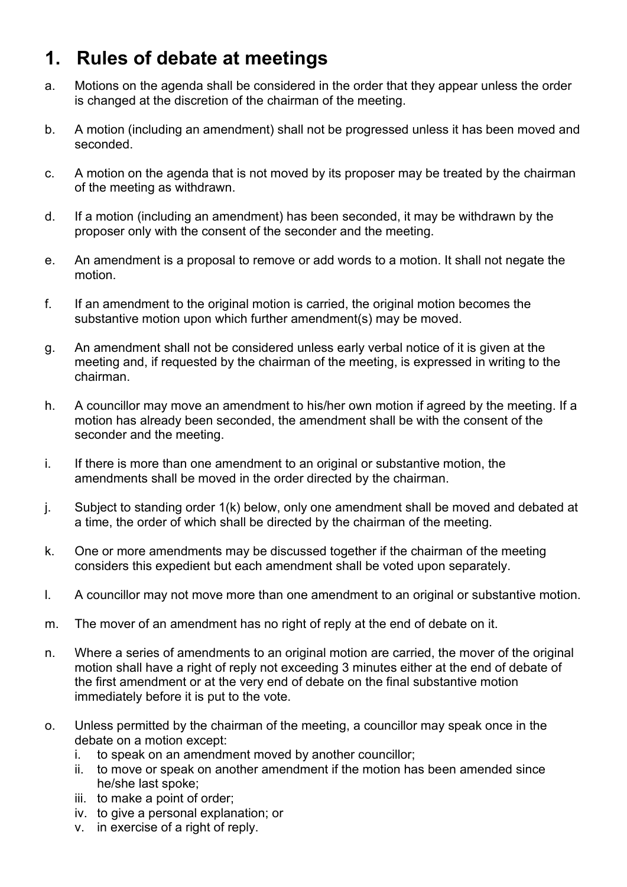# 1. Rules of debate at meetings

a. Motions on the agenda shall be considered in the order that they appear unless the order is changed at the discretion of the chairman of the meeting.

b. A motion (including an amendment) shall not be progressed unless it has been moved and seconded.

c. A motion on the agenda that is not moved by its proposer may be treated by the chairman of the meeting as withdrawn.

d. If a motion (including an amendment) has been seconded, it may be withdrawn by the proposer only with the consent of the seconder and the meeting.

e. An amendment is a proposal to remove or add words to a motion. It shall not negate the motion.

f. If an amendment to the original motion is carried, the original motion becomes the substantive motion upon which further amendment(s) may be moved.

g. An amendment shall not be considered unless early verbal notice of it is given at the meeting and, if requested by the chairman of the meeting, is expressed in writing to the chairman.

h. A councillor may move an amendment to his/her own motion if agreed by the meeting. If a motion has already been seconded, the amendment shall be with the consent of the seconder and the meeting.

i. If there is more than one amendment to an original or substantive motion, the amendments shall be moved in the order directed by the chairman.

j. Subject to standing order 1(k) below, only one amendment shall be moved and debated at a time, the order of which shall be directed by the chairman of the meeting.

k. One or more amendments may be discussed together if the chairman of the meeting considers this expedient but each amendment shall be voted upon separately.

l. A councillor may not move more than one amendment to an original or substantive motion.

m. The mover of an amendment has no right of reply at the end of debate on it.

n. Where a series of amendments to an original motion are carried, the mover of the original motion shall have a right of reply not exceeding 3 minutes either at the end of debate of the first amendment or at the very end of debate on the final substantive motion immediately before it is put to the vote.

o. Unless permitted by the chairman of the meeting, a councillor may speak once in the debate on a motion except:
   i. to speak on an amendment moved by another councillor;
   ii. to move or speak on another amendment if the motion has been amended since he/she last spoke;
   iii. to make a point of order;
   iv. to give a personal explanation; or
   v. in exercise of a right of reply.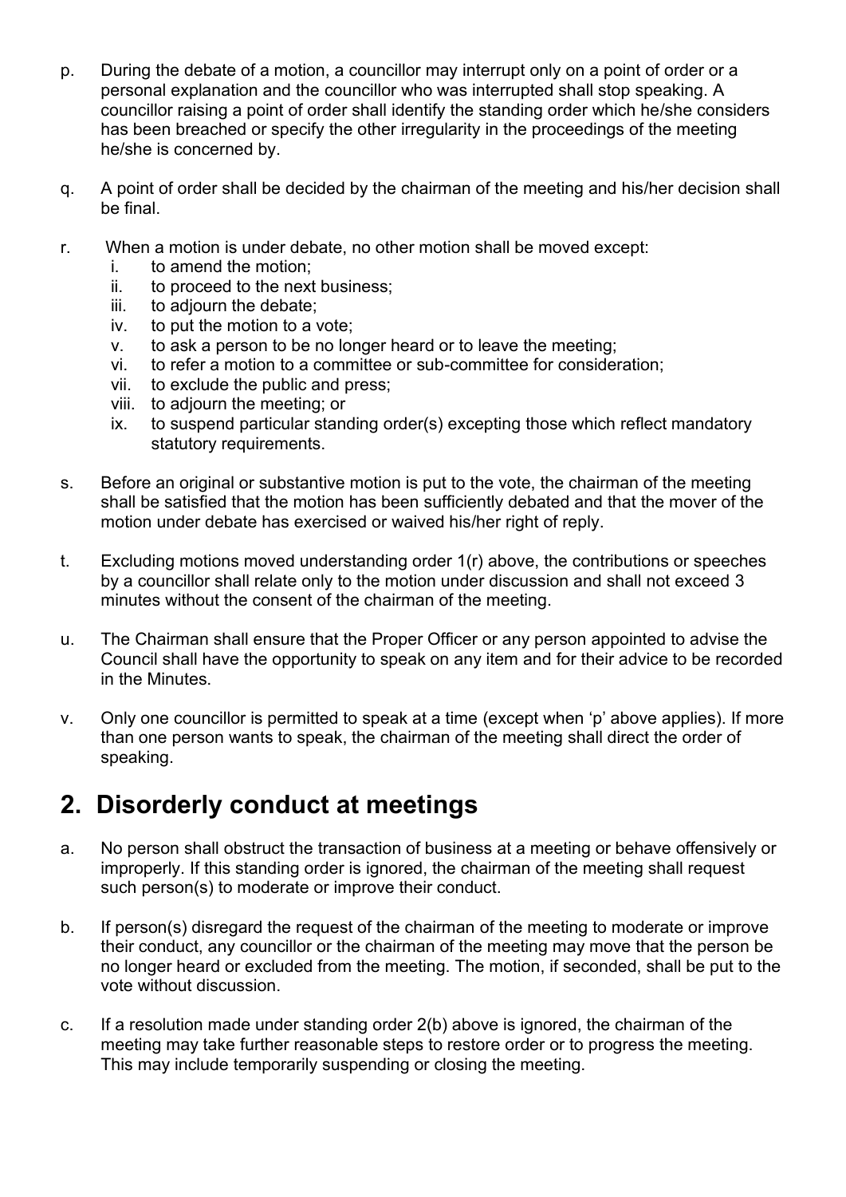p. During the debate of a motion, a councillor may interrupt only on a point of order or a personal explanation and the councillor who was interrupted shall stop speaking. A councillor raising a point of order shall identify the standing order which he/she considers has been breached or specify the other irregularity in the proceedings of the meeting he/she is concerned by.

q. A point of order shall be decided by the chairman of the meeting and his/her decision shall be final.

r. When a motion is under debate, no other motion shall be moved except:
   i. to amend the motion;
   ii. to proceed to the next business;
   iii. to adjourn the debate;
   iv. to put the motion to a vote;
   v. to ask a person to be no longer heard or to leave the meeting;
   vi. to refer a motion to a committee or sub-committee for consideration;
   vii. to exclude the public and press;
   viii. to adjourn the meeting; or
   ix. to suspend particular standing order(s) excepting those which reflect mandatory statutory requirements.

s. Before an original or substantive motion is put to the vote, the chairman of the meeting shall be satisfied that the motion has been sufficiently debated and that the mover of the motion under debate has exercised or waived his/her right of reply.

t. Excluding motions moved understanding order 1(r) above, the contributions or speeches by a councillor shall relate only to the motion under discussion and shall not exceed 3 minutes without the consent of the chairman of the meeting.

u. The Chairman shall ensure that the Proper Officer or any person appointed to advise the Council shall have the opportunity to speak on any item and for their advice to be recorded in the Minutes.

v. Only one councillor is permitted to speak at a time (except when 'p' above applies). If more than one person wants to speak, the chairman of the meeting shall direct the order of speaking.

## 2. Disorderly conduct at meetings

a. No person shall obstruct the transaction of business at a meeting or behave offensively or improperly. If this standing order is ignored, the chairman of the meeting shall request such person(s) to moderate or improve their conduct.

b. If person(s) disregard the request of the chairman of the meeting to moderate or improve their conduct, any councillor or the chairman of the meeting may move that the person be no longer heard or excluded from the meeting. The motion, if seconded, shall be put to the vote without discussion.

c. If a resolution made under standing order 2(b) above is ignored, the chairman of the meeting may take further reasonable steps to restore order or to progress the meeting. This may include temporarily suspending or closing the meeting.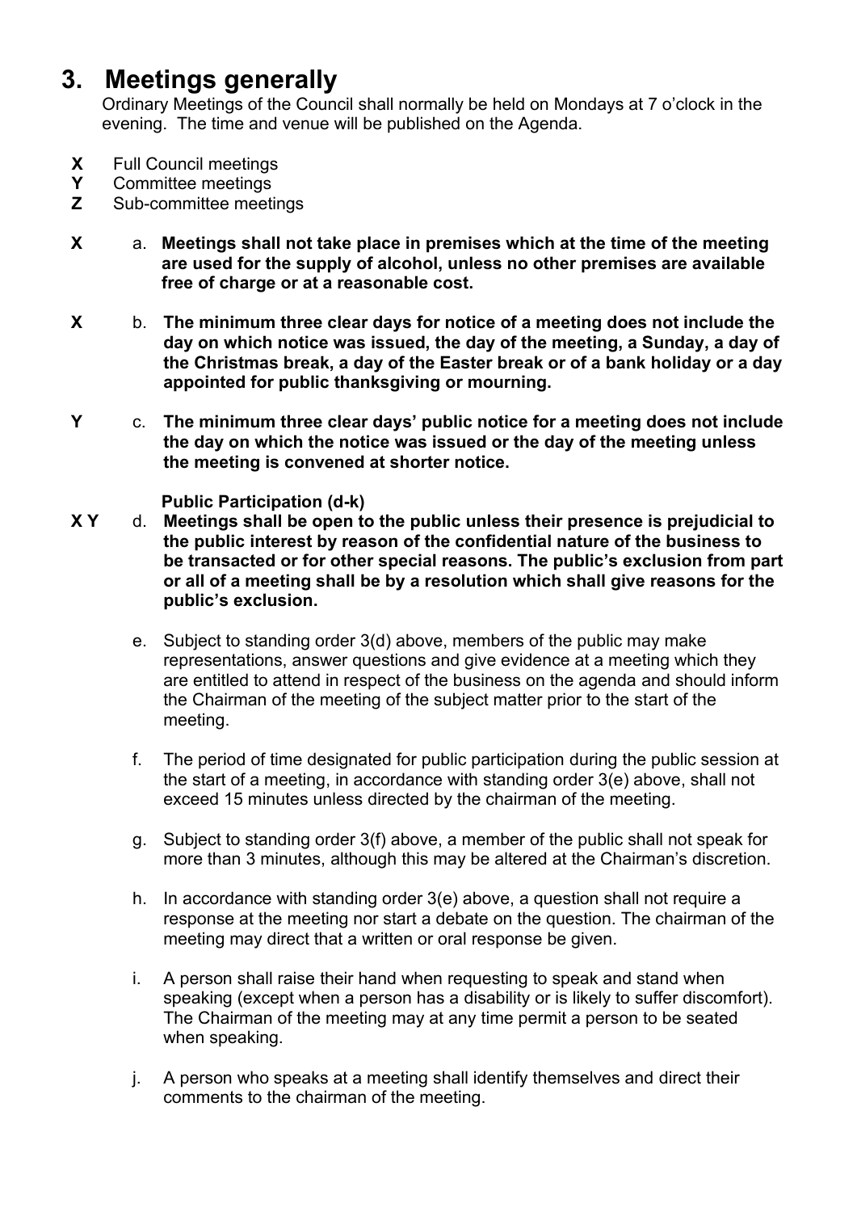# 3. Meetings generally

Ordinary Meetings of the Council shall normally be held on Mondays at 7 o'clock in the evening. The time and venue will be published on the Agenda.

**X** Full Council meetings
**Y** Committee meetings
**Z** Sub-committee meetings

**X** a. **Meetings shall not take place in premises which at the time of the meeting are used for the supply of alcohol, unless no other premises are available free of charge or at a reasonable cost.**

**X** b. **The minimum three clear days for notice of a meeting does not include the day on which notice was issued, the day of the meeting, a Sunday, a day of the Christmas break, a day of the Easter break or of a bank holiday or a day appointed for public thanksgiving or mourning.**

**Y** c. **The minimum three clear days' public notice for a meeting does not include the day on which the notice was issued or the day of the meeting unless the meeting is convened at shorter notice.**

**Public Participation (d-k)**

**X Y** d. **Meetings shall be open to the public unless their presence is prejudicial to the public interest by reason of the confidential nature of the business to be transacted or for other special reasons. The public's exclusion from part or all of a meeting shall be by a resolution which shall give reasons for the public's exclusion.**

e. Subject to standing order 3(d) above, members of the public may make representations, answer questions and give evidence at a meeting which they are entitled to attend in respect of the business on the agenda and should inform the Chairman of the meeting of the subject matter prior to the start of the meeting.

f. The period of time designated for public participation during the public session at the start of a meeting, in accordance with standing order 3(e) above, shall not exceed 15 minutes unless directed by the chairman of the meeting.

g. Subject to standing order 3(f) above, a member of the public shall not speak for more than 3 minutes, although this may be altered at the Chairman's discretion.

h. In accordance with standing order 3(e) above, a question shall not require a response at the meeting nor start a debate on the question. The chairman of the meeting may direct that a written or oral response be given.

i. A person shall raise their hand when requesting to speak and stand when speaking (except when a person has a disability or is likely to suffer discomfort). The Chairman of the meeting may at any time permit a person to be seated when speaking.

j. A person who speaks at a meeting shall identify themselves and direct their comments to the chairman of the meeting.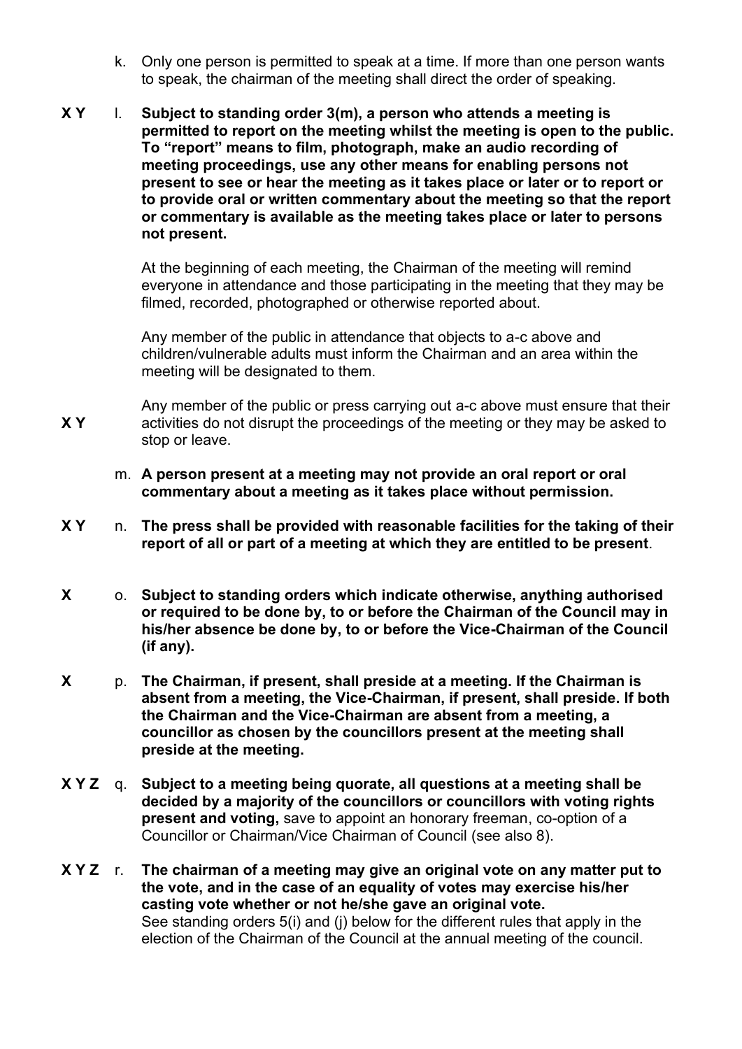k. Only one person is permitted to speak at a time. If more than one person wants to speak, the chairman of the meeting shall direct the order of speaking.

**X Y** l. **Subject to standing order 3(m), a person who attends a meeting is permitted to report on the meeting whilst the meeting is open to the public. To "report" means to film, photograph, make an audio recording of meeting proceedings, use any other means for enabling persons not present to see or hear the meeting as it takes place or later or to report or to provide oral or written commentary about the meeting so that the report or commentary is available as the meeting takes place or later to persons not present.**

At the beginning of each meeting, the Chairman of the meeting will remind everyone in attendance and those participating in the meeting that they may be filmed, recorded, photographed or otherwise reported about.

Any member of the public in attendance that objects to a-c above and children/vulnerable adults must inform the Chairman and an area within the meeting will be designated to them.

**X Y** Any member of the public or press carrying out a-c above must ensure that their activities do not disrupt the proceedings of the meeting or they may be asked to stop or leave.

m. **A person present at a meeting may not provide an oral report or oral commentary about a meeting as it takes place without permission.**

**X Y** n. **The press shall be provided with reasonable facilities for the taking of their report of all or part of a meeting at which they are entitled to be present**.

**X** o. **Subject to standing orders which indicate otherwise, anything authorised or required to be done by, to or before the Chairman of the Council may in his/her absence be done by, to or before the Vice-Chairman of the Council (if any).**

**X** p. **The Chairman, if present, shall preside at a meeting. If the Chairman is absent from a meeting, the Vice-Chairman, if present, shall preside. If both the Chairman and the Vice-Chairman are absent from a meeting, a councillor as chosen by the councillors present at the meeting shall preside at the meeting.**

**X Y Z** q. **Subject to a meeting being quorate, all questions at a meeting shall be decided by a majority of the councillors or councillors with voting rights present and voting,** save to appoint an honorary freeman, co-option of a Councillor or Chairman/Vice Chairman of Council (see also 8).

**X Y Z** r. **The chairman of a meeting may give an original vote on any matter put to the vote, and in the case of an equality of votes may exercise his/her casting vote whether or not he/she gave an original vote.**
See standing orders 5(i) and (j) below for the different rules that apply in the election of the Chairman of the Council at the annual meeting of the council.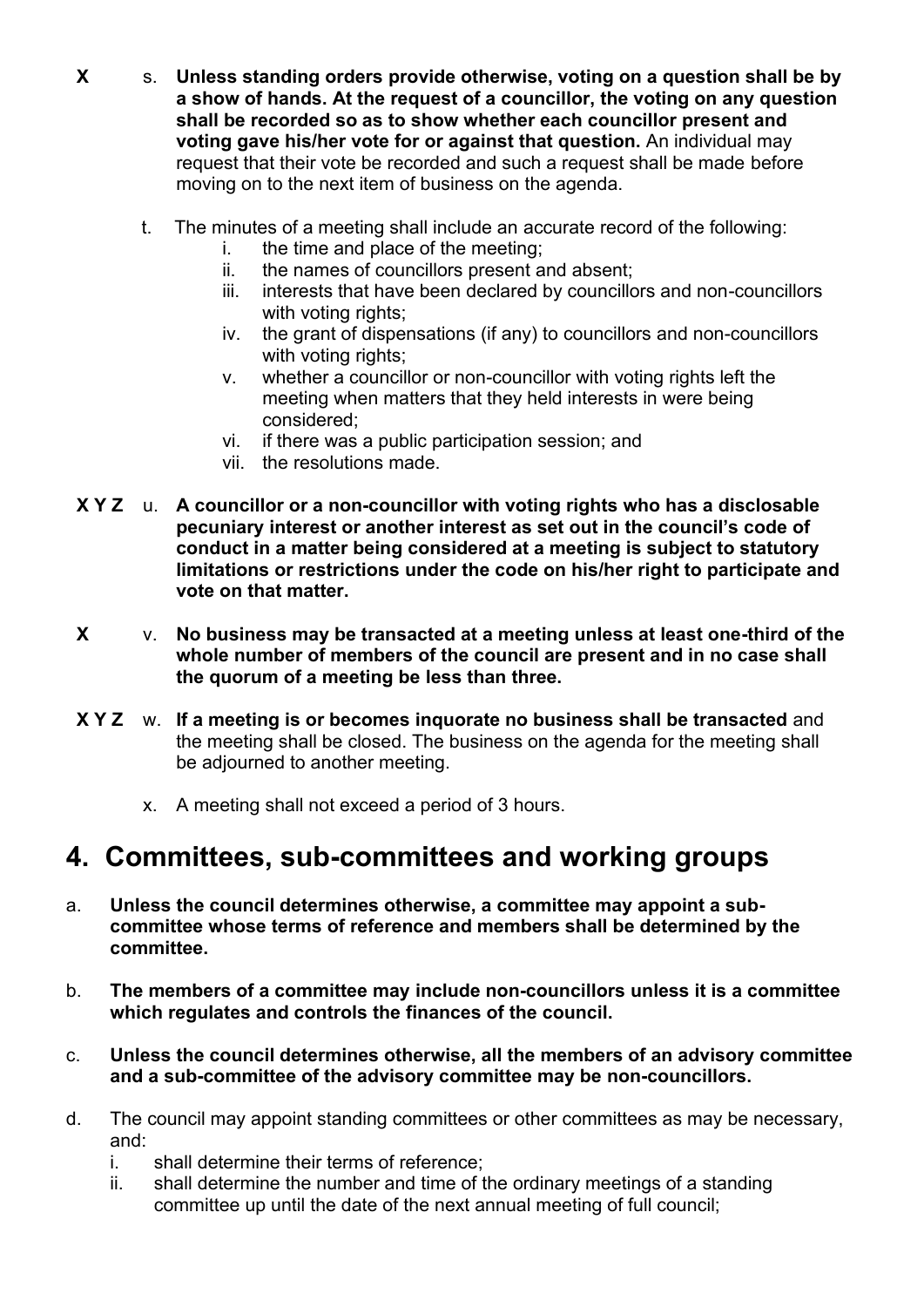**X** s. **Unless standing orders provide otherwise, voting on a question shall be by a show of hands. At the request of a councillor, the voting on any question shall be recorded so as to show whether each councillor present and voting gave his/her vote for or against that question.** An individual may request that their vote be recorded and such a request shall be made before moving on to the next item of business on the agenda.

t. The minutes of a meeting shall include an accurate record of the following:

   i. the time and place of the meeting;
   ii. the names of councillors present and absent;
   iii. interests that have been declared by councillors and non-councillors with voting rights;
   iv. the grant of dispensations (if any) to councillors and non-councillors with voting rights;
   v. whether a councillor or non-councillor with voting rights left the meeting when matters that they held interests in were being considered;
   vi. if there was a public participation session; and
   vii. the resolutions made.

**X Y Z** u. **A councillor or a non-councillor with voting rights who has a disclosable pecuniary interest or another interest as set out in the council's code of conduct in a matter being considered at a meeting is subject to statutory limitations or restrictions under the code on his/her right to participate and vote on that matter.**

**X** v. **No business may be transacted at a meeting unless at least one-third of the whole number of members of the council are present and in no case shall the quorum of a meeting be less than three.**

**X Y Z** w. **If a meeting is or becomes inquorate no business shall be transacted** and the meeting shall be closed. The business on the agenda for the meeting shall be adjourned to another meeting.

x. A meeting shall not exceed a period of 3 hours.

## 4. Committees, sub-committees and working groups

a. **Unless the council determines otherwise, a committee may appoint a sub-committee whose terms of reference and members shall be determined by the committee.**

b. **The members of a committee may include non-councillors unless it is a committee which regulates and controls the finances of the council.**

c. **Unless the council determines otherwise, all the members of an advisory committee and a sub-committee of the advisory committee may be non-councillors.**

d. The council may appoint standing committees or other committees as may be necessary, and:

   i. shall determine their terms of reference;
   ii. shall determine the number and time of the ordinary meetings of a standing committee up until the date of the next annual meeting of full council;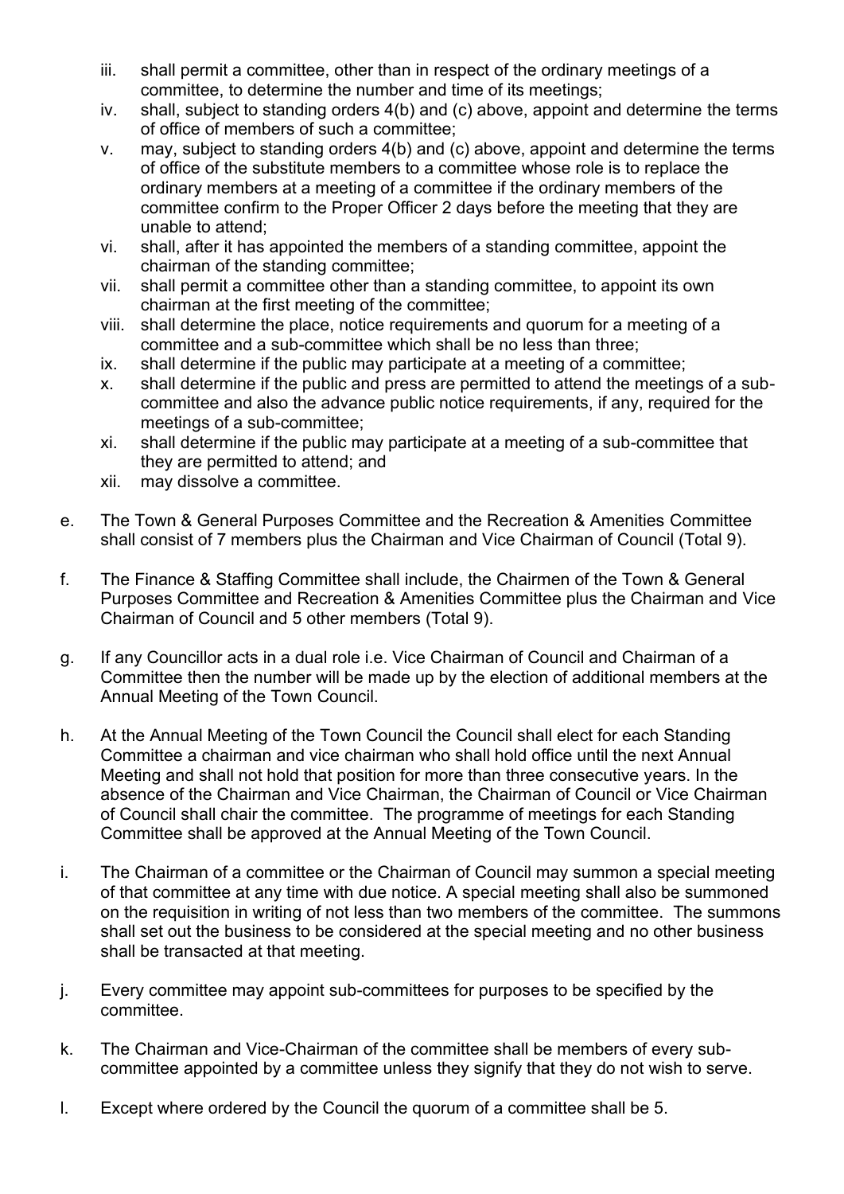iii. shall permit a committee, other than in respect of the ordinary meetings of a committee, to determine the number and time of its meetings;
iv. shall, subject to standing orders 4(b) and (c) above, appoint and determine the terms of office of members of such a committee;
v. may, subject to standing orders 4(b) and (c) above, appoint and determine the terms of office of the substitute members to a committee whose role is to replace the ordinary members at a meeting of a committee if the ordinary members of the committee confirm to the Proper Officer 2 days before the meeting that they are unable to attend;
vi. shall, after it has appointed the members of a standing committee, appoint the chairman of the standing committee;
vii. shall permit a committee other than a standing committee, to appoint its own chairman at the first meeting of the committee;
viii. shall determine the place, notice requirements and quorum for a meeting of a committee and a sub-committee which shall be no less than three;
ix. shall determine if the public may participate at a meeting of a committee;
x. shall determine if the public and press are permitted to attend the meetings of a sub-committee and also the advance public notice requirements, if any, required for the meetings of a sub-committee;
xi. shall determine if the public may participate at a meeting of a sub-committee that they are permitted to attend; and
xii. may dissolve a committee.

e. The Town & General Purposes Committee and the Recreation & Amenities Committee shall consist of 7 members plus the Chairman and Vice Chairman of Council (Total 9).

f. The Finance & Staffing Committee shall include, the Chairmen of the Town & General Purposes Committee and Recreation & Amenities Committee plus the Chairman and Vice Chairman of Council and 5 other members (Total 9).

g. If any Councillor acts in a dual role i.e. Vice Chairman of Council and Chairman of a Committee then the number will be made up by the election of additional members at the Annual Meeting of the Town Council.

h. At the Annual Meeting of the Town Council the Council shall elect for each Standing Committee a chairman and vice chairman who shall hold office until the next Annual Meeting and shall not hold that position for more than three consecutive years. In the absence of the Chairman and Vice Chairman, the Chairman of Council or Vice Chairman of Council shall chair the committee. The programme of meetings for each Standing Committee shall be approved at the Annual Meeting of the Town Council.

i. The Chairman of a committee or the Chairman of Council may summon a special meeting of that committee at any time with due notice. A special meeting shall also be summoned on the requisition in writing of not less than two members of the committee. The summons shall set out the business to be considered at the special meeting and no other business shall be transacted at that meeting.

j. Every committee may appoint sub-committees for purposes to be specified by the committee.

k. The Chairman and Vice-Chairman of the committee shall be members of every sub-committee appointed by a committee unless they signify that they do not wish to serve.

l. Except where ordered by the Council the quorum of a committee shall be 5.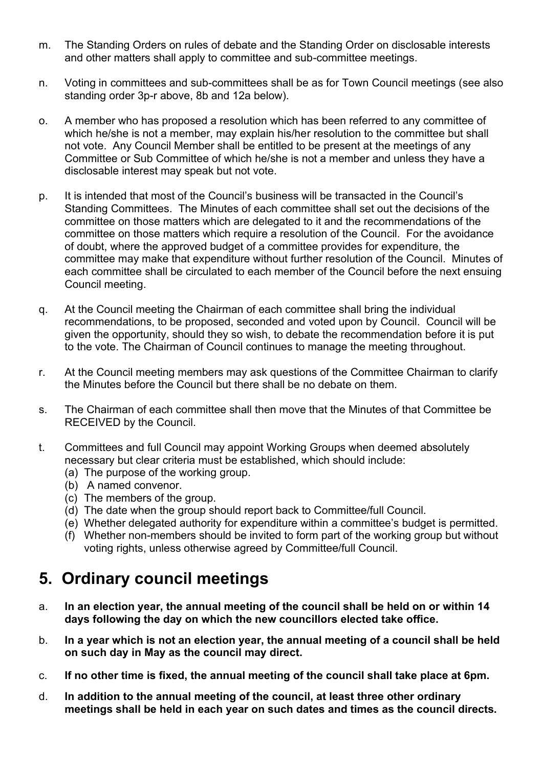m. The Standing Orders on rules of debate and the Standing Order on disclosable interests and other matters shall apply to committee and sub-committee meetings.

n. Voting in committees and sub-committees shall be as for Town Council meetings (see also standing order 3p-r above, 8b and 12a below).

o. A member who has proposed a resolution which has been referred to any committee of which he/she is not a member, may explain his/her resolution to the committee but shall not vote. Any Council Member shall be entitled to be present at the meetings of any Committee or Sub Committee of which he/she is not a member and unless they have a disclosable interest may speak but not vote.

p. It is intended that most of the Council's business will be transacted in the Council's Standing Committees. The Minutes of each committee shall set out the decisions of the committee on those matters which are delegated to it and the recommendations of the committee on those matters which require a resolution of the Council. For the avoidance of doubt, where the approved budget of a committee provides for expenditure, the committee may make that expenditure without further resolution of the Council. Minutes of each committee shall be circulated to each member of the Council before the next ensuing Council meeting.

q. At the Council meeting the Chairman of each committee shall bring the individual recommendations, to be proposed, seconded and voted upon by Council. Council will be given the opportunity, should they so wish, to debate the recommendation before it is put to the vote. The Chairman of Council continues to manage the meeting throughout.

r. At the Council meeting members may ask questions of the Committee Chairman to clarify the Minutes before the Council but there shall be no debate on them.

s. The Chairman of each committee shall then move that the Minutes of that Committee be RECEIVED by the Council.

t. Committees and full Council may appoint Working Groups when deemed absolutely necessary but clear criteria must be established, which should include:
   (a) The purpose of the working group.
   (b) A named convenor.
   (c) The members of the group.
   (d) The date when the group should report back to Committee/full Council.
   (e) Whether delegated authority for expenditure within a committee's budget is permitted.
   (f) Whether non-members should be invited to form part of the working group but without voting rights, unless otherwise agreed by Committee/full Council.

## 5. Ordinary council meetings

a. **In an election year, the annual meeting of the council shall be held on or within 14 days following the day on which the new councillors elected take office.**

b. **In a year which is not an election year, the annual meeting of a council shall be held on such day in May as the council may direct.**

c. **If no other time is fixed, the annual meeting of the council shall take place at 6pm.**

d. **In addition to the annual meeting of the council, at least three other ordinary meetings shall be held in each year on such dates and times as the council directs.**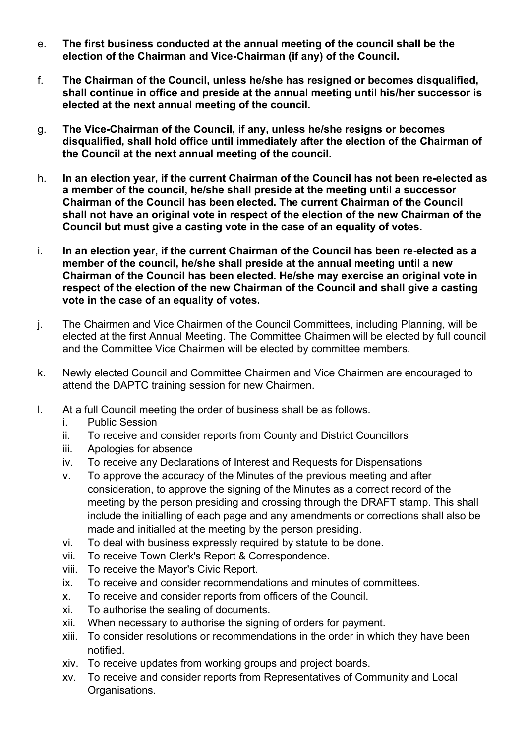e. **The first business conducted at the annual meeting of the council shall be the election of the Chairman and Vice-Chairman (if any) of the Council.**

f. **The Chairman of the Council, unless he/she has resigned or becomes disqualified, shall continue in office and preside at the annual meeting until his/her successor is elected at the next annual meeting of the council.**

g. **The Vice-Chairman of the Council, if any, unless he/she resigns or becomes disqualified, shall hold office until immediately after the election of the Chairman of the Council at the next annual meeting of the council.**

h. **In an election year, if the current Chairman of the Council has not been re-elected as a member of the council, he/she shall preside at the meeting until a successor Chairman of the Council has been elected. The current Chairman of the Council shall not have an original vote in respect of the election of the new Chairman of the Council but must give a casting vote in the case of an equality of votes.**

i. **In an election year, if the current Chairman of the Council has been re-elected as a member of the council, he/she shall preside at the annual meeting until a new Chairman of the Council has been elected. He/she may exercise an original vote in respect of the election of the new Chairman of the Council and shall give a casting vote in the case of an equality of votes.**

j. The Chairmen and Vice Chairmen of the Council Committees, including Planning, will be elected at the first Annual Meeting. The Committee Chairmen will be elected by full council and the Committee Vice Chairmen will be elected by committee members.

k. Newly elected Council and Committee Chairmen and Vice Chairmen are encouraged to attend the DAPTC training session for new Chairmen.

l. At a full Council meeting the order of business shall be as follows.
   i. Public Session
   ii. To receive and consider reports from County and District Councillors
   iii. Apologies for absence
   iv. To receive any Declarations of Interest and Requests for Dispensations
   v. To approve the accuracy of the Minutes of the previous meeting and after consideration, to approve the signing of the Minutes as a correct record of the meeting by the person presiding and crossing through the DRAFT stamp. This shall include the initialling of each page and any amendments or corrections shall also be made and initialled at the meeting by the person presiding.
   vi. To deal with business expressly required by statute to be done.
   vii. To receive Town Clerk's Report & Correspondence.
   viii. To receive the Mayor's Civic Report.
   ix. To receive and consider recommendations and minutes of committees.
   x. To receive and consider reports from officers of the Council.
   xi. To authorise the sealing of documents.
   xii. When necessary to authorise the signing of orders for payment.
   xiii. To consider resolutions or recommendations in the order in which they have been notified.
   xiv. To receive updates from working groups and project boards.
   xv. To receive and consider reports from Representatives of Community and Local Organisations.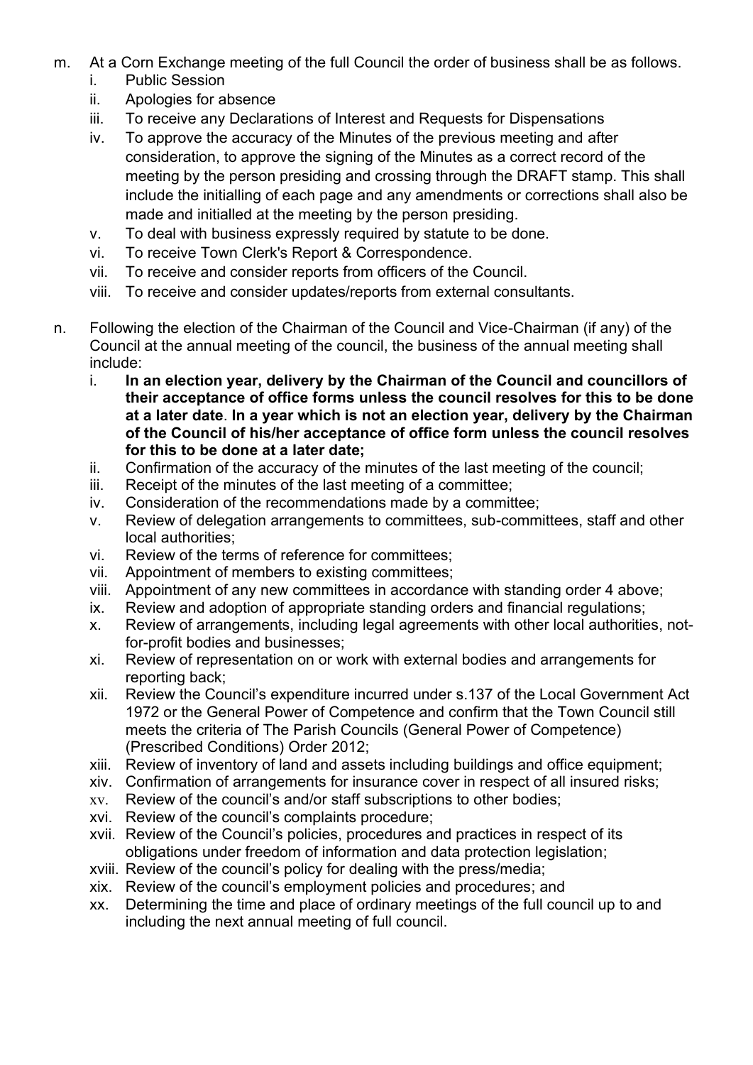m. At a Corn Exchange meeting of the full Council the order of business shall be as follows.
   i. Public Session
   ii. Apologies for absence
   iii. To receive any Declarations of Interest and Requests for Dispensations
   iv. To approve the accuracy of the Minutes of the previous meeting and after consideration, to approve the signing of the Minutes as a correct record of the meeting by the person presiding and crossing through the DRAFT stamp. This shall include the initialling of each page and any amendments or corrections shall also be made and initialled at the meeting by the person presiding.
   v. To deal with business expressly required by statute to be done.
   vi. To receive Town Clerk's Report & Correspondence.
   vii. To receive and consider reports from officers of the Council.
   viii. To receive and consider updates/reports from external consultants.

n. Following the election of the Chairman of the Council and Vice-Chairman (if any) of the Council at the annual meeting of the council, the business of the annual meeting shall include:
   i. **In an election year, delivery by the Chairman of the Council and councillors of their acceptance of office forms unless the council resolves for this to be done at a later date**. **In a year which is not an election year, delivery by the Chairman of the Council of his/her acceptance of office form unless the council resolves for this to be done at a later date;**
   ii. Confirmation of the accuracy of the minutes of the last meeting of the council;
   iii. Receipt of the minutes of the last meeting of a committee;
   iv. Consideration of the recommendations made by a committee;
   v. Review of delegation arrangements to committees, sub-committees, staff and other local authorities;
   vi. Review of the terms of reference for committees;
   vii. Appointment of members to existing committees;
   viii. Appointment of any new committees in accordance with standing order 4 above;
   ix. Review and adoption of appropriate standing orders and financial regulations;
   x. Review of arrangements, including legal agreements with other local authorities, not-for-profit bodies and businesses;
   xi. Review of representation on or work with external bodies and arrangements for reporting back;
   xii. Review the Council's expenditure incurred under s.137 of the Local Government Act 1972 or the General Power of Competence and confirm that the Town Council still meets the criteria of The Parish Councils (General Power of Competence) (Prescribed Conditions) Order 2012;
   xiii. Review of inventory of land and assets including buildings and office equipment;
   xiv. Confirmation of arrangements for insurance cover in respect of all insured risks;
   xv. Review of the council's and/or staff subscriptions to other bodies;
   xvi. Review of the council's complaints procedure;
   xvii. Review of the Council's policies, procedures and practices in respect of its obligations under freedom of information and data protection legislation;
   xviii. Review of the council's policy for dealing with the press/media;
   xix. Review of the council's employment policies and procedures; and
   xx. Determining the time and place of ordinary meetings of the full council up to and including the next annual meeting of full council.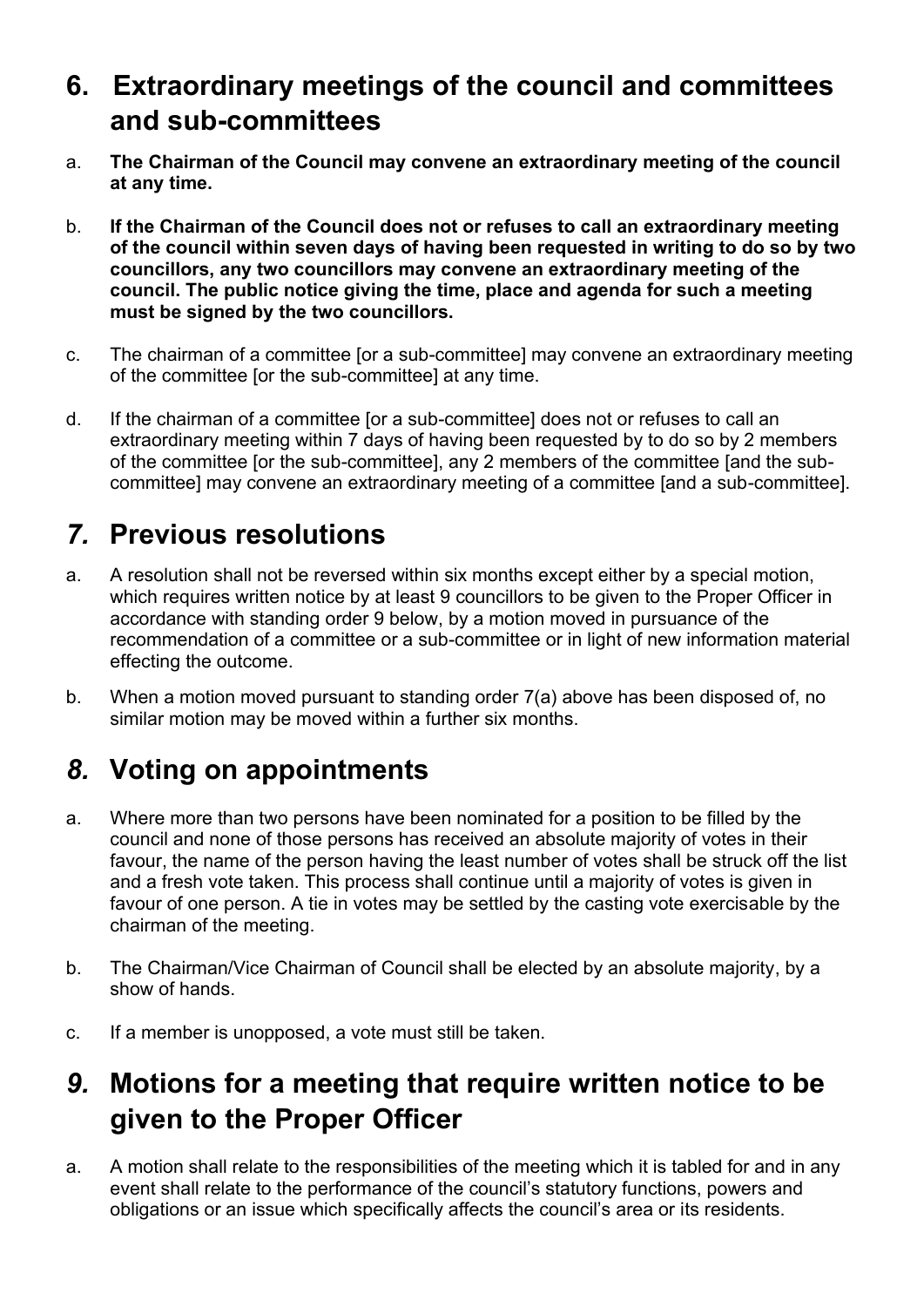## 6. Extraordinary meetings of the council and committees and sub-committees

a. **The Chairman of the Council may convene an extraordinary meeting of the council at any time.**

b. **If the Chairman of the Council does not or refuses to call an extraordinary meeting of the council within seven days of having been requested in writing to do so by two councillors, any two councillors may convene an extraordinary meeting of the council. The public notice giving the time, place and agenda for such a meeting must be signed by the two councillors.**

c. The chairman of a committee [or a sub-committee] may convene an extraordinary meeting of the committee [or the sub-committee] at any time.

d. If the chairman of a committee [or a sub-committee] does not or refuses to call an extraordinary meeting within 7 days of having been requested by to do so by 2 members of the committee [or the sub-committee], any 2 members of the committee [and the sub-committee] may convene an extraordinary meeting of a committee [and a sub-committee].

## *7.* Previous resolutions

a. A resolution shall not be reversed within six months except either by a special motion, which requires written notice by at least 9 councillors to be given to the Proper Officer in accordance with standing order 9 below, by a motion moved in pursuance of the recommendation of a committee or a sub-committee or in light of new information material effecting the outcome.

b. When a motion moved pursuant to standing order 7(a) above has been disposed of, no similar motion may be moved within a further six months.

## *8.* Voting on appointments

a. Where more than two persons have been nominated for a position to be filled by the council and none of those persons has received an absolute majority of votes in their favour, the name of the person having the least number of votes shall be struck off the list and a fresh vote taken. This process shall continue until a majority of votes is given in favour of one person. A tie in votes may be settled by the casting vote exercisable by the chairman of the meeting.

b. The Chairman/Vice Chairman of Council shall be elected by an absolute majority, by a show of hands.

c. If a member is unopposed, a vote must still be taken.

## *9.* Motions for a meeting that require written notice to be given to the Proper Officer

a. A motion shall relate to the responsibilities of the meeting which it is tabled for and in any event shall relate to the performance of the council's statutory functions, powers and obligations or an issue which specifically affects the council's area or its residents.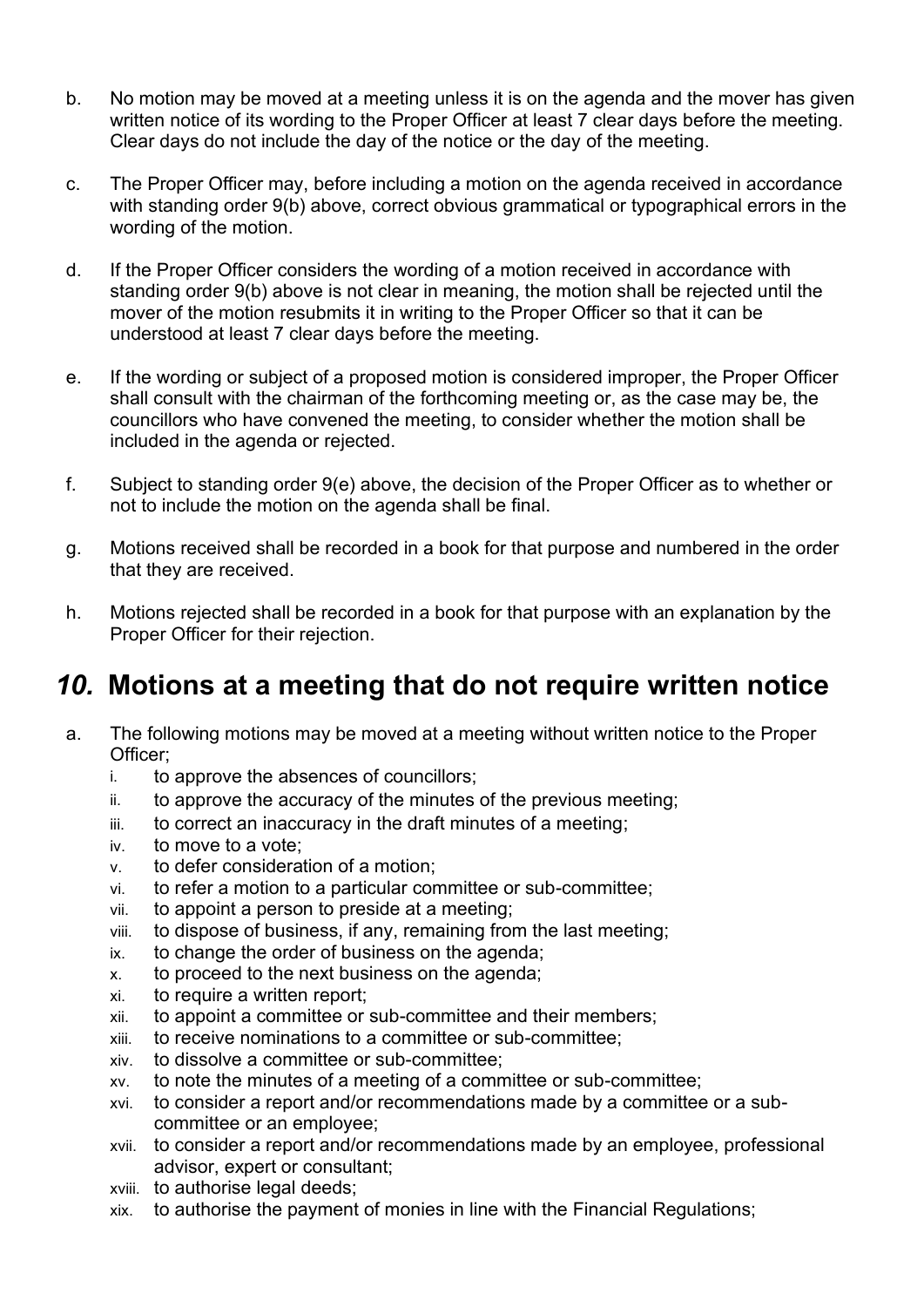b. No motion may be moved at a meeting unless it is on the agenda and the mover has given written notice of its wording to the Proper Officer at least 7 clear days before the meeting. Clear days do not include the day of the notice or the day of the meeting.

c. The Proper Officer may, before including a motion on the agenda received in accordance with standing order 9(b) above, correct obvious grammatical or typographical errors in the wording of the motion.

d. If the Proper Officer considers the wording of a motion received in accordance with standing order 9(b) above is not clear in meaning, the motion shall be rejected until the mover of the motion resubmits it in writing to the Proper Officer so that it can be understood at least 7 clear days before the meeting.

e. If the wording or subject of a proposed motion is considered improper, the Proper Officer shall consult with the chairman of the forthcoming meeting or, as the case may be, the councillors who have convened the meeting, to consider whether the motion shall be included in the agenda or rejected.

f. Subject to standing order 9(e) above, the decision of the Proper Officer as to whether or not to include the motion on the agenda shall be final.

g. Motions received shall be recorded in a book for that purpose and numbered in the order that they are received.

h. Motions rejected shall be recorded in a book for that purpose with an explanation by the Proper Officer for their rejection.

## *10.* Motions at a meeting that do not require written notice

a. The following motions may be moved at a meeting without written notice to the Proper Officer;
   i. to approve the absences of councillors;
   ii. to approve the accuracy of the minutes of the previous meeting;
   iii. to correct an inaccuracy in the draft minutes of a meeting;
   iv. to move to a vote;
   v. to defer consideration of a motion;
   vi. to refer a motion to a particular committee or sub-committee;
   vii. to appoint a person to preside at a meeting;
   viii. to dispose of business, if any, remaining from the last meeting;
   ix. to change the order of business on the agenda;
   x. to proceed to the next business on the agenda;
   xi. to require a written report;
   xii. to appoint a committee or sub-committee and their members;
   xiii. to receive nominations to a committee or sub-committee;
   xiv. to dissolve a committee or sub-committee;
   xv. to note the minutes of a meeting of a committee or sub-committee;
   xvi. to consider a report and/or recommendations made by a committee or a sub-committee or an employee;
   xvii. to consider a report and/or recommendations made by an employee, professional advisor, expert or consultant;
   xviii. to authorise legal deeds;
   xix. to authorise the payment of monies in line with the Financial Regulations;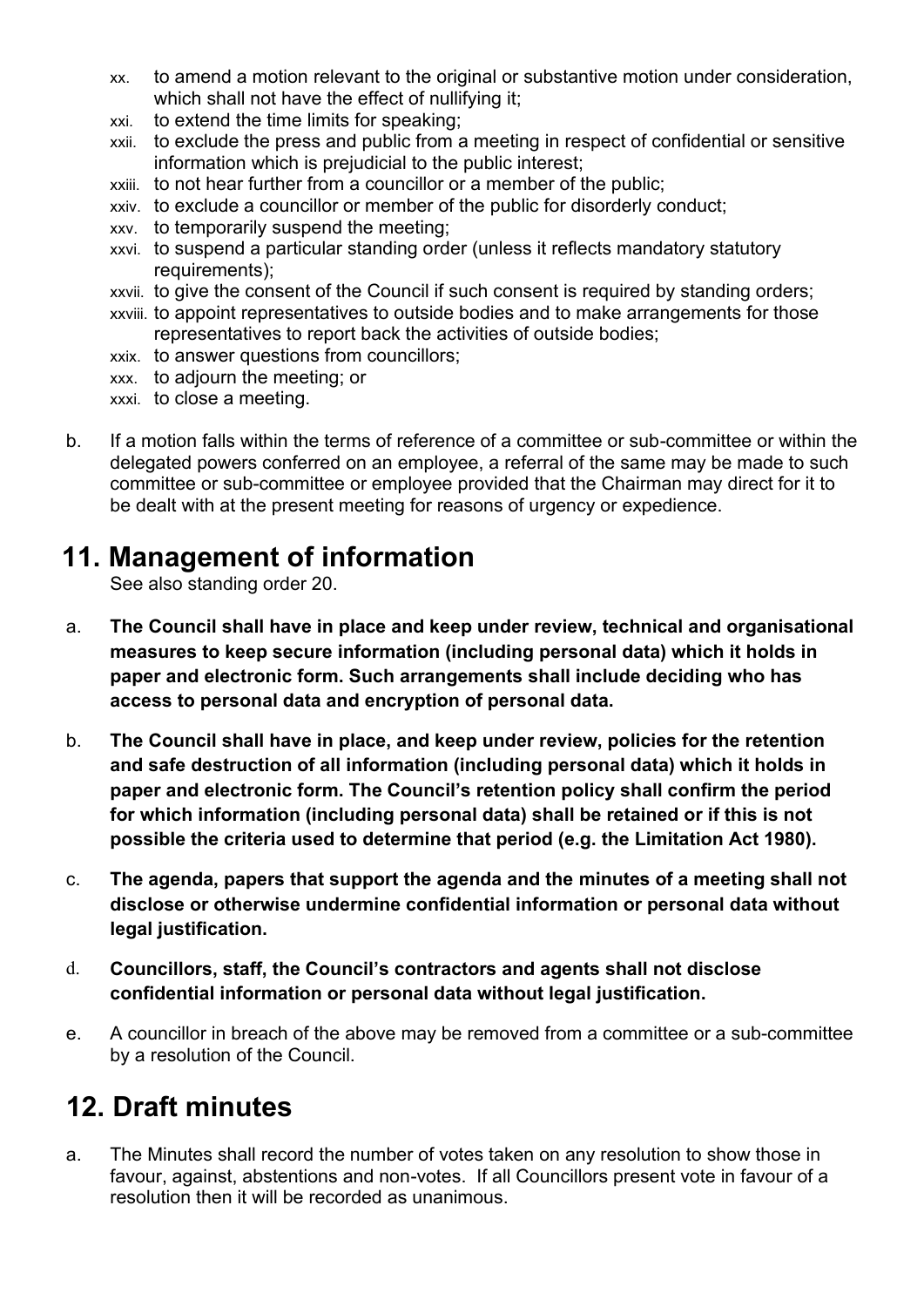- xx. to amend a motion relevant to the original or substantive motion under consideration, which shall not have the effect of nullifying it;
- xxi. to extend the time limits for speaking;
- xxii. to exclude the press and public from a meeting in respect of confidential or sensitive information which is prejudicial to the public interest;
- xxiii. to not hear further from a councillor or a member of the public;
- xxiv. to exclude a councillor or member of the public for disorderly conduct;
- xxv. to temporarily suspend the meeting;
- xxvi. to suspend a particular standing order (unless it reflects mandatory statutory requirements);
- xxvii. to give the consent of the Council if such consent is required by standing orders;
- xxviii. to appoint representatives to outside bodies and to make arrangements for those representatives to report back the activities of outside bodies;
- xxix. to answer questions from councillors;
- xxx. to adjourn the meeting; or
- xxxi. to close a meeting.

b. If a motion falls within the terms of reference of a committee or sub-committee or within the delegated powers conferred on an employee, a referral of the same may be made to such committee or sub-committee or employee provided that the Chairman may direct for it to be dealt with at the present meeting for reasons of urgency or expedience.

## 11. Management of information

See also standing order 20.

a. **The Council shall have in place and keep under review, technical and organisational measures to keep secure information (including personal data) which it holds in paper and electronic form. Such arrangements shall include deciding who has access to personal data and encryption of personal data.**

b. **The Council shall have in place, and keep under review, policies for the retention and safe destruction of all information (including personal data) which it holds in paper and electronic form. The Council's retention policy shall confirm the period for which information (including personal data) shall be retained or if this is not possible the criteria used to determine that period (e.g. the Limitation Act 1980).**

c. **The agenda, papers that support the agenda and the minutes of a meeting shall not disclose or otherwise undermine confidential information or personal data without legal justification.**

d. **Councillors, staff, the Council's contractors and agents shall not disclose confidential information or personal data without legal justification.**

e. A councillor in breach of the above may be removed from a committee or a sub-committee by a resolution of the Council.

## 12. Draft minutes

a. The Minutes shall record the number of votes taken on any resolution to show those in favour, against, abstentions and non-votes. If all Councillors present vote in favour of a resolution then it will be recorded as unanimous.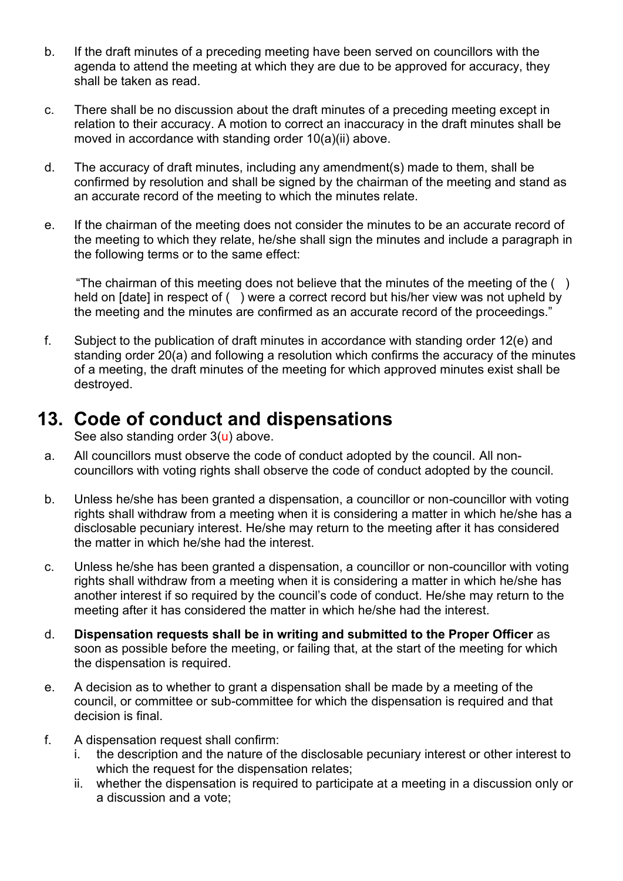b. If the draft minutes of a preceding meeting have been served on councillors with the agenda to attend the meeting at which they are due to be approved for accuracy, they shall be taken as read.

c. There shall be no discussion about the draft minutes of a preceding meeting except in relation to their accuracy. A motion to correct an inaccuracy in the draft minutes shall be moved in accordance with standing order 10(a)(ii) above.

d. The accuracy of draft minutes, including any amendment(s) made to them, shall be confirmed by resolution and shall be signed by the chairman of the meeting and stand as an accurate record of the meeting to which the minutes relate.

e. If the chairman of the meeting does not consider the minutes to be an accurate record of the meeting to which they relate, he/she shall sign the minutes and include a paragraph in the following terms or to the same effect:

   "The chairman of this meeting does not believe that the minutes of the meeting of the ( ) held on [date] in respect of ( ) were a correct record but his/her view was not upheld by the meeting and the minutes are confirmed as an accurate record of the proceedings."

f. Subject to the publication of draft minutes in accordance with standing order 12(e) and standing order 20(a) and following a resolution which confirms the accuracy of the minutes of a meeting, the draft minutes of the meeting for which approved minutes exist shall be destroyed.

# 13. Code of conduct and dispensations

See also standing order 3(u) above.

a. All councillors must observe the code of conduct adopted by the council. All non-councillors with voting rights shall observe the code of conduct adopted by the council.

b. Unless he/she has been granted a dispensation, a councillor or non-councillor with voting rights shall withdraw from a meeting when it is considering a matter in which he/she has a disclosable pecuniary interest. He/she may return to the meeting after it has considered the matter in which he/she had the interest.

c. Unless he/she has been granted a dispensation, a councillor or non-councillor with voting rights shall withdraw from a meeting when it is considering a matter in which he/she has another interest if so required by the council's code of conduct. He/she may return to the meeting after it has considered the matter in which he/she had the interest.

d. **Dispensation requests shall be in writing and submitted to the Proper Officer** as soon as possible before the meeting, or failing that, at the start of the meeting for which the dispensation is required.

e. A decision as to whether to grant a dispensation shall be made by a meeting of the council, or committee or sub-committee for which the dispensation is required and that decision is final.

f. A dispensation request shall confirm:
   i. the description and the nature of the disclosable pecuniary interest or other interest to which the request for the dispensation relates;
   ii. whether the dispensation is required to participate at a meeting in a discussion only or a discussion and a vote;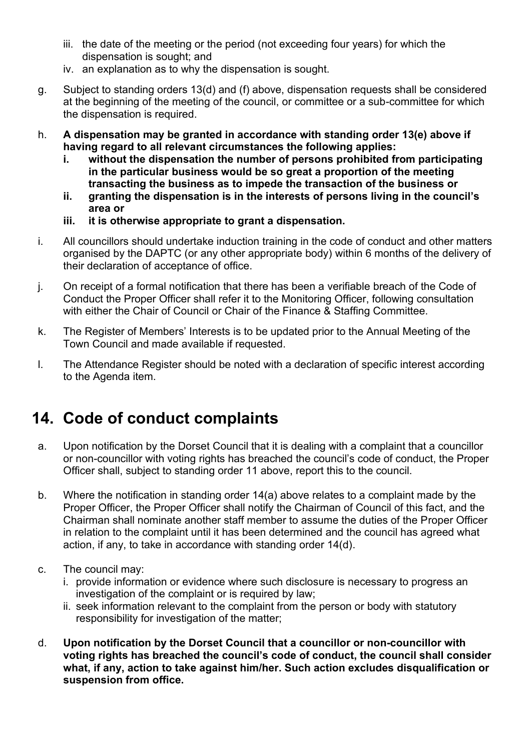iii. the date of the meeting or the period (not exceeding four years) for which the dispensation is sought; and
   iv. an explanation as to why the dispensation is sought.

g. Subject to standing orders 13(d) and (f) above, dispensation requests shall be considered at the beginning of the meeting of the council, or committee or a sub-committee for which the dispensation is required.

h. **A dispensation may be granted in accordance with standing order 13(e) above if having regard to all relevant circumstances the following applies:**
   **i. without the dispensation the number of persons prohibited from participating in the particular business would be so great a proportion of the meeting transacting the business as to impede the transaction of the business or**
   **ii. granting the dispensation is in the interests of persons living in the council's area or**
   **iii. it is otherwise appropriate to grant a dispensation.**

i. All councillors should undertake induction training in the code of conduct and other matters organised by the DAPTC (or any other appropriate body) within 6 months of the delivery of their declaration of acceptance of office.

j. On receipt of a formal notification that there has been a verifiable breach of the Code of Conduct the Proper Officer shall refer it to the Monitoring Officer, following consultation with either the Chair of Council or Chair of the Finance & Staffing Committee.

k. The Register of Members' Interests is to be updated prior to the Annual Meeting of the Town Council and made available if requested.

l. The Attendance Register should be noted with a declaration of specific interest according to the Agenda item.

# 14. Code of conduct complaints

a. Upon notification by the Dorset Council that it is dealing with a complaint that a councillor or non-councillor with voting rights has breached the council's code of conduct, the Proper Officer shall, subject to standing order 11 above, report this to the council.

b. Where the notification in standing order 14(a) above relates to a complaint made by the Proper Officer, the Proper Officer shall notify the Chairman of Council of this fact, and the Chairman shall nominate another staff member to assume the duties of the Proper Officer in relation to the complaint until it has been determined and the council has agreed what action, if any, to take in accordance with standing order 14(d).

c. The council may:
   i. provide information or evidence where such disclosure is necessary to progress an investigation of the complaint or is required by law;
   ii. seek information relevant to the complaint from the person or body with statutory responsibility for investigation of the matter;

d. **Upon notification by the Dorset Council that a councillor or non-councillor with voting rights has breached the council's code of conduct, the council shall consider what, if any, action to take against him/her. Such action excludes disqualification or suspension from office.**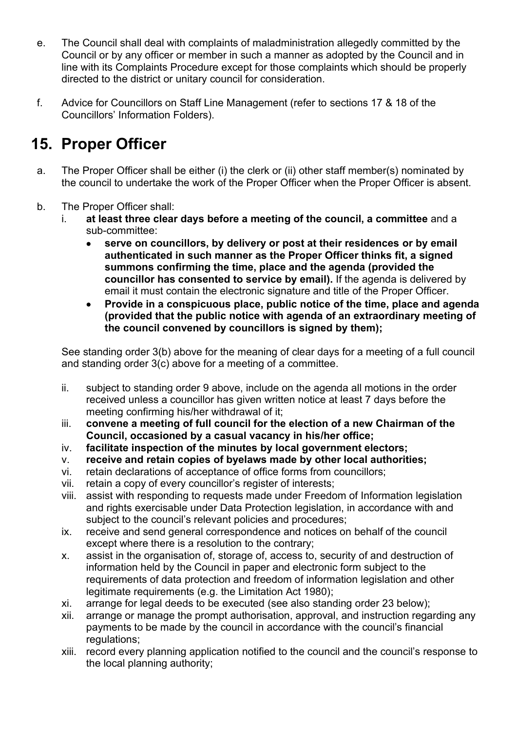e. The Council shall deal with complaints of maladministration allegedly committed by the Council or by any officer or member in such a manner as adopted by the Council and in line with its Complaints Procedure except for those complaints which should be properly directed to the district or unitary council for consideration.

f. Advice for Councillors on Staff Line Management (refer to sections 17 & 18 of the Councillors' Information Folders).

# 15. Proper Officer

a. The Proper Officer shall be either (i) the clerk or (ii) other staff member(s) nominated by the council to undertake the work of the Proper Officer when the Proper Officer is absent.

b. The Proper Officer shall:

   i. **at least three clear days before a meeting of the council, a committee** and a sub-committee:

      - **serve on councillors, by delivery or post at their residences or by email authenticated in such manner as the Proper Officer thinks fit, a signed summons confirming the time, place and the agenda (provided the councillor has consented to service by email).** If the agenda is delivered by email it must contain the electronic signature and title of the Proper Officer.
      - **Provide in a conspicuous place, public notice of the time, place and agenda (provided that the public notice with agenda of an extraordinary meeting of the council convened by councillors is signed by them);**

   See standing order 3(b) above for the meaning of clear days for a meeting of a full council and standing order 3(c) above for a meeting of a committee.

   ii. subject to standing order 9 above, include on the agenda all motions in the order received unless a councillor has given written notice at least 7 days before the meeting confirming his/her withdrawal of it;

   iii. **convene a meeting of full council for the election of a new Chairman of the Council, occasioned by a casual vacancy in his/her office;**

   iv. **facilitate inspection of the minutes by local government electors;**

   v. **receive and retain copies of byelaws made by other local authorities;**

   vi. retain declarations of acceptance of office forms from councillors;

   vii. retain a copy of every councillor's register of interests;

   viii. assist with responding to requests made under Freedom of Information legislation and rights exercisable under Data Protection legislation, in accordance with and subject to the council's relevant policies and procedures;

   ix. receive and send general correspondence and notices on behalf of the council except where there is a resolution to the contrary;

   x. assist in the organisation of, storage of, access to, security of and destruction of information held by the Council in paper and electronic form subject to the requirements of data protection and freedom of information legislation and other legitimate requirements (e.g. the Limitation Act 1980);

   xi. arrange for legal deeds to be executed (see also standing order 23 below);

   xii. arrange or manage the prompt authorisation, approval, and instruction regarding any payments to be made by the council in accordance with the council's financial regulations;

   xiii. record every planning application notified to the council and the council's response to the local planning authority;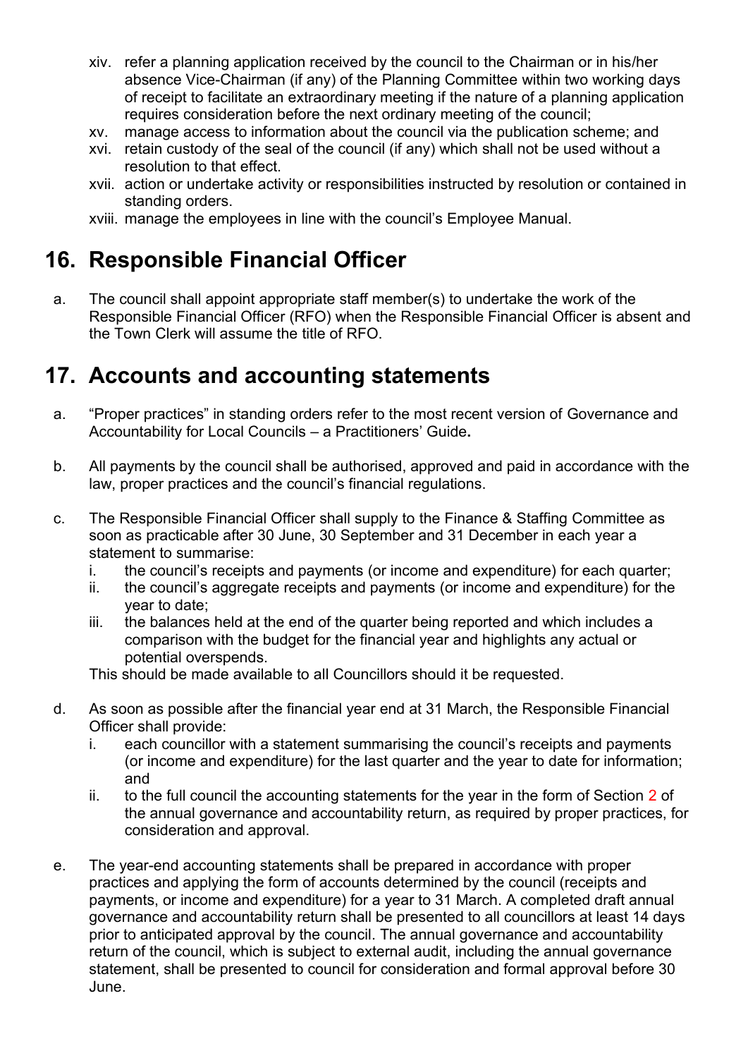xiv. refer a planning application received by the council to the Chairman or in his/her absence Vice-Chairman (if any) of the Planning Committee within two working days of receipt to facilitate an extraordinary meeting if the nature of a planning application requires consideration before the next ordinary meeting of the council;
xv. manage access to information about the council via the publication scheme; and
xvi. retain custody of the seal of the council (if any) which shall not be used without a resolution to that effect.
xvii. action or undertake activity or responsibilities instructed by resolution or contained in standing orders.
xviii. manage the employees in line with the council's Employee Manual.

## 16. Responsible Financial Officer

a. The council shall appoint appropriate staff member(s) to undertake the work of the Responsible Financial Officer (RFO) when the Responsible Financial Officer is absent and the Town Clerk will assume the title of RFO.

## 17. Accounts and accounting statements

a. "Proper practices" in standing orders refer to the most recent version of Governance and Accountability for Local Councils – a Practitioners' Guide**.**

b. All payments by the council shall be authorised, approved and paid in accordance with the law, proper practices and the council's financial regulations.

c. The Responsible Financial Officer shall supply to the Finance & Staffing Committee as soon as practicable after 30 June, 30 September and 31 December in each year a statement to summarise:
   i. the council's receipts and payments (or income and expenditure) for each quarter;
   ii. the council's aggregate receipts and payments (or income and expenditure) for the year to date;
   iii. the balances held at the end of the quarter being reported and which includes a comparison with the budget for the financial year and highlights any actual or potential overspends.

   This should be made available to all Councillors should it be requested.

d. As soon as possible after the financial year end at 31 March, the Responsible Financial Officer shall provide:
   i. each councillor with a statement summarising the council's receipts and payments (or income and expenditure) for the last quarter and the year to date for information; and
   ii. to the full council the accounting statements for the year in the form of Section 2 of the annual governance and accountability return, as required by proper practices, for consideration and approval.

e. The year-end accounting statements shall be prepared in accordance with proper practices and applying the form of accounts determined by the council (receipts and payments, or income and expenditure) for a year to 31 March. A completed draft annual governance and accountability return shall be presented to all councillors at least 14 days prior to anticipated approval by the council. The annual governance and accountability return of the council, which is subject to external audit, including the annual governance statement, shall be presented to council for consideration and formal approval before 30 June.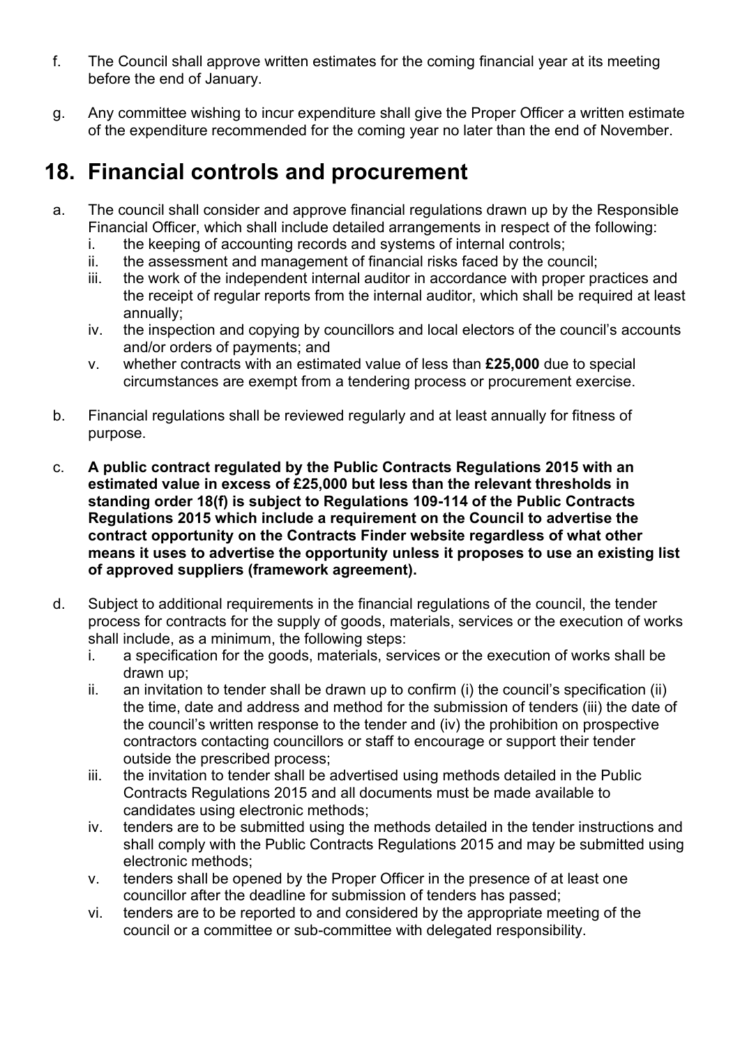f. The Council shall approve written estimates for the coming financial year at its meeting before the end of January.

g. Any committee wishing to incur expenditure shall give the Proper Officer a written estimate of the expenditure recommended for the coming year no later than the end of November.

## 18. Financial controls and procurement

a. The council shall consider and approve financial regulations drawn up by the Responsible Financial Officer, which shall include detailed arrangements in respect of the following:
   i. the keeping of accounting records and systems of internal controls;
   ii. the assessment and management of financial risks faced by the council;
   iii. the work of the independent internal auditor in accordance with proper practices and the receipt of regular reports from the internal auditor, which shall be required at least annually;
   iv. the inspection and copying by councillors and local electors of the council's accounts and/or orders of payments; and
   v. whether contracts with an estimated value of less than **£25,000** due to special circumstances are exempt from a tendering process or procurement exercise.

b. Financial regulations shall be reviewed regularly and at least annually for fitness of purpose.

c. **A public contract regulated by the Public Contracts Regulations 2015 with an estimated value in excess of £25,000 but less than the relevant thresholds in standing order 18(f) is subject to Regulations 109-114 of the Public Contracts Regulations 2015 which include a requirement on the Council to advertise the contract opportunity on the Contracts Finder website regardless of what other means it uses to advertise the opportunity unless it proposes to use an existing list of approved suppliers (framework agreement).**

d. Subject to additional requirements in the financial regulations of the council, the tender process for contracts for the supply of goods, materials, services or the execution of works shall include, as a minimum, the following steps:
   i. a specification for the goods, materials, services or the execution of works shall be drawn up;
   ii. an invitation to tender shall be drawn up to confirm (i) the council's specification (ii) the time, date and address and method for the submission of tenders (iii) the date of the council's written response to the tender and (iv) the prohibition on prospective contractors contacting councillors or staff to encourage or support their tender outside the prescribed process;
   iii. the invitation to tender shall be advertised using methods detailed in the Public Contracts Regulations 2015 and all documents must be made available to candidates using electronic methods;
   iv. tenders are to be submitted using the methods detailed in the tender instructions and shall comply with the Public Contracts Regulations 2015 and may be submitted using electronic methods;
   v. tenders shall be opened by the Proper Officer in the presence of at least one councillor after the deadline for submission of tenders has passed;
   vi. tenders are to be reported to and considered by the appropriate meeting of the council or a committee or sub-committee with delegated responsibility.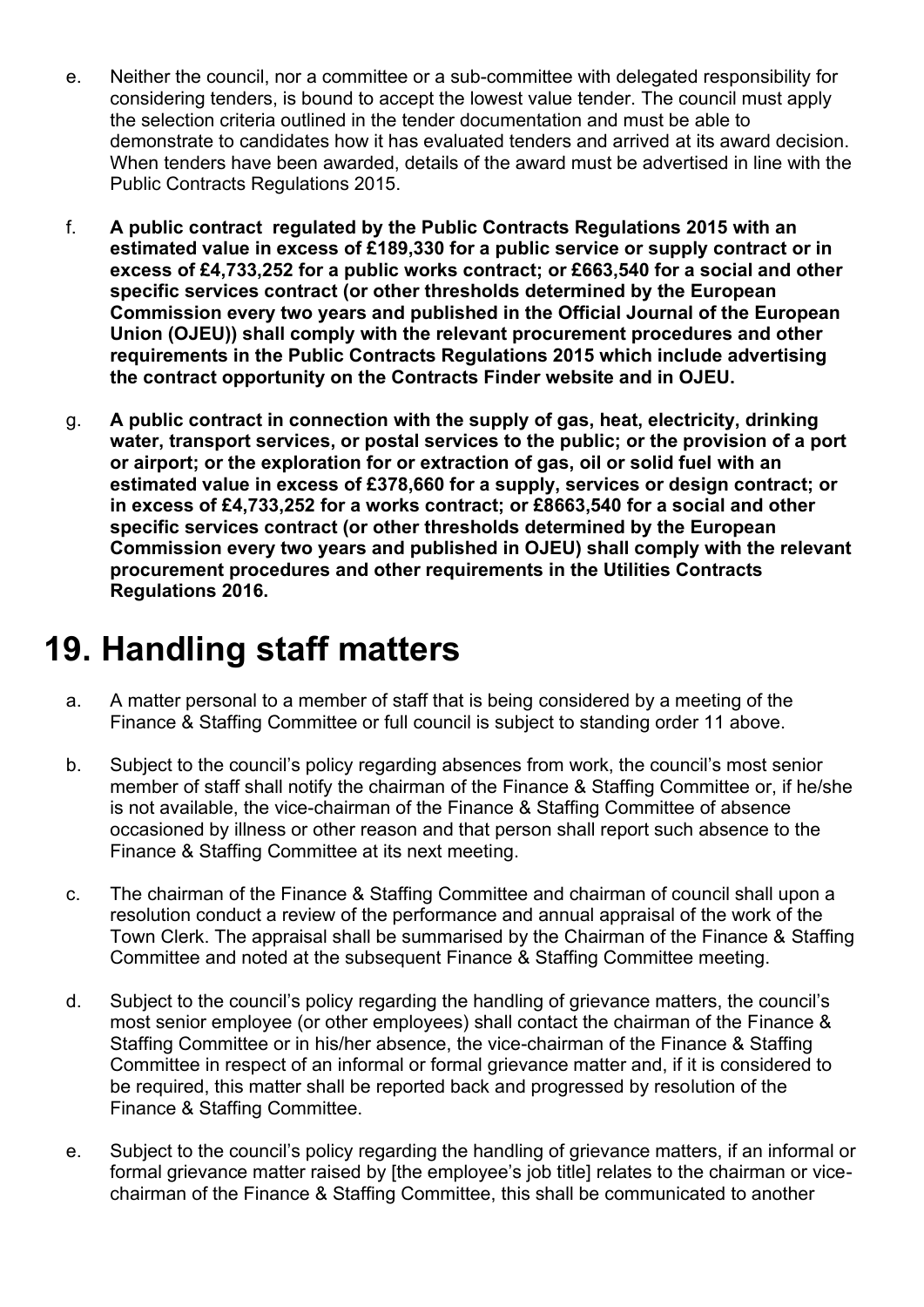e. Neither the council, nor a committee or a sub-committee with delegated responsibility for considering tenders, is bound to accept the lowest value tender. The council must apply the selection criteria outlined in the tender documentation and must be able to demonstrate to candidates how it has evaluated tenders and arrived at its award decision. When tenders have been awarded, details of the award must be advertised in line with the Public Contracts Regulations 2015.

f. **A public contract regulated by the Public Contracts Regulations 2015 with an estimated value in excess of £189,330 for a public service or supply contract or in excess of £4,733,252 for a public works contract; or £663,540 for a social and other specific services contract (or other thresholds determined by the European Commission every two years and published in the Official Journal of the European Union (OJEU)) shall comply with the relevant procurement procedures and other requirements in the Public Contracts Regulations 2015 which include advertising the contract opportunity on the Contracts Finder website and in OJEU.**

g. **A public contract in connection with the supply of gas, heat, electricity, drinking water, transport services, or postal services to the public; or the provision of a port or airport; or the exploration for or extraction of gas, oil or solid fuel with an estimated value in excess of £378,660 for a supply, services or design contract; or in excess of £4,733,252 for a works contract; or £8663,540 for a social and other specific services contract (or other thresholds determined by the European Commission every two years and published in OJEU) shall comply with the relevant procurement procedures and other requirements in the Utilities Contracts Regulations 2016.**

# 19. Handling staff matters

a. A matter personal to a member of staff that is being considered by a meeting of the Finance & Staffing Committee or full council is subject to standing order 11 above.

b. Subject to the council's policy regarding absences from work, the council's most senior member of staff shall notify the chairman of the Finance & Staffing Committee or, if he/she is not available, the vice-chairman of the Finance & Staffing Committee of absence occasioned by illness or other reason and that person shall report such absence to the Finance & Staffing Committee at its next meeting.

c. The chairman of the Finance & Staffing Committee and chairman of council shall upon a resolution conduct a review of the performance and annual appraisal of the work of the Town Clerk. The appraisal shall be summarised by the Chairman of the Finance & Staffing Committee and noted at the subsequent Finance & Staffing Committee meeting.

d. Subject to the council's policy regarding the handling of grievance matters, the council's most senior employee (or other employees) shall contact the chairman of the Finance & Staffing Committee or in his/her absence, the vice-chairman of the Finance & Staffing Committee in respect of an informal or formal grievance matter and, if it is considered to be required, this matter shall be reported back and progressed by resolution of the Finance & Staffing Committee.

e. Subject to the council's policy regarding the handling of grievance matters, if an informal or formal grievance matter raised by [the employee's job title] relates to the chairman or vice-chairman of the Finance & Staffing Committee, this shall be communicated to another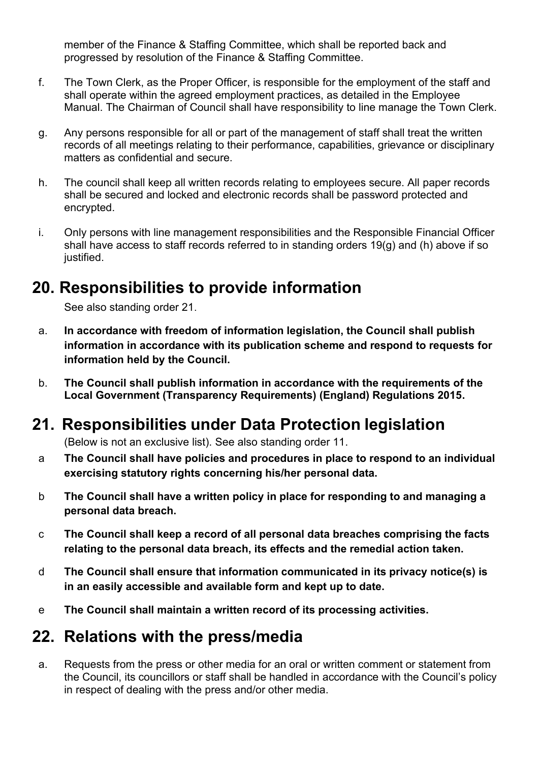member of the Finance & Staffing Committee, which shall be reported back and progressed by resolution of the Finance & Staffing Committee.

f. The Town Clerk, as the Proper Officer, is responsible for the employment of the staff and shall operate within the agreed employment practices, as detailed in the Employee Manual. The Chairman of Council shall have responsibility to line manage the Town Clerk.

g. Any persons responsible for all or part of the management of staff shall treat the written records of all meetings relating to their performance, capabilities, grievance or disciplinary matters as confidential and secure.

h. The council shall keep all written records relating to employees secure. All paper records shall be secured and locked and electronic records shall be password protected and encrypted.

i. Only persons with line management responsibilities and the Responsible Financial Officer shall have access to staff records referred to in standing orders 19(g) and (h) above if so justified.

## 20. Responsibilities to provide information

See also standing order 21.

a. **In accordance with freedom of information legislation, the Council shall publish information in accordance with its publication scheme and respond to requests for information held by the Council.**

b. **The Council shall publish information in accordance with the requirements of the Local Government (Transparency Requirements) (England) Regulations 2015.**

## 21. Responsibilities under Data Protection legislation

(Below is not an exclusive list). See also standing order 11.

a **The Council shall have policies and procedures in place to respond to an individual exercising statutory rights concerning his/her personal data.**

b **The Council shall have a written policy in place for responding to and managing a personal data breach.**

c **The Council shall keep a record of all personal data breaches comprising the facts relating to the personal data breach, its effects and the remedial action taken.**

d **The Council shall ensure that information communicated in its privacy notice(s) is in an easily accessible and available form and kept up to date.**

e **The Council shall maintain a written record of its processing activities.**

## 22. Relations with the press/media

a. Requests from the press or other media for an oral or written comment or statement from the Council, its councillors or staff shall be handled in accordance with the Council's policy in respect of dealing with the press and/or other media.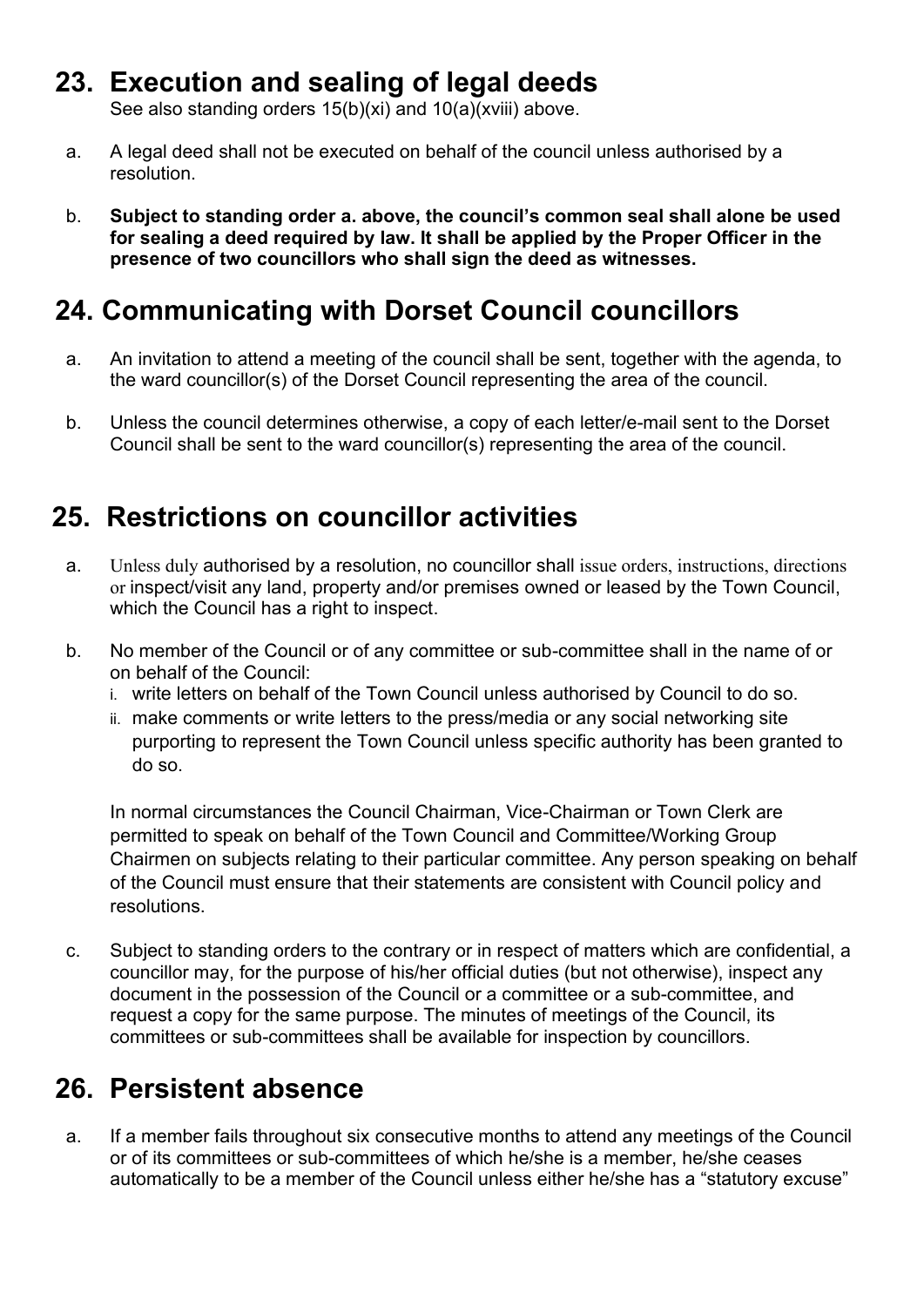## 23. Execution and sealing of legal deeds

See also standing orders 15(b)(xi) and 10(a)(xviii) above.

a. A legal deed shall not be executed on behalf of the council unless authorised by a resolution.

b. **Subject to standing order a. above, the council's common seal shall alone be used for sealing a deed required by law. It shall be applied by the Proper Officer in the presence of two councillors who shall sign the deed as witnesses.**

## 24. Communicating with Dorset Council councillors

a. An invitation to attend a meeting of the council shall be sent, together with the agenda, to the ward councillor(s) of the Dorset Council representing the area of the council.

b. Unless the council determines otherwise, a copy of each letter/e-mail sent to the Dorset Council shall be sent to the ward councillor(s) representing the area of the council.

## 25. Restrictions on councillor activities

a. Unless duly authorised by a resolution, no councillor shall issue orders, instructions, directions or inspect/visit any land, property and/or premises owned or leased by the Town Council, which the Council has a right to inspect.

b. No member of the Council or of any committee or sub-committee shall in the name of or on behalf of the Council:
   i. write letters on behalf of the Town Council unless authorised by Council to do so.
   ii. make comments or write letters to the press/media or any social networking site purporting to represent the Town Council unless specific authority has been granted to do so.

   In normal circumstances the Council Chairman, Vice-Chairman or Town Clerk are permitted to speak on behalf of the Town Council and Committee/Working Group Chairmen on subjects relating to their particular committee. Any person speaking on behalf of the Council must ensure that their statements are consistent with Council policy and resolutions.

c. Subject to standing orders to the contrary or in respect of matters which are confidential, a councillor may, for the purpose of his/her official duties (but not otherwise), inspect any document in the possession of the Council or a committee or a sub-committee, and request a copy for the same purpose. The minutes of meetings of the Council, its committees or sub-committees shall be available for inspection by councillors.

## 26. Persistent absence

a. If a member fails throughout six consecutive months to attend any meetings of the Council or of its committees or sub-committees of which he/she is a member, he/she ceases automatically to be a member of the Council unless either he/she has a "statutory excuse"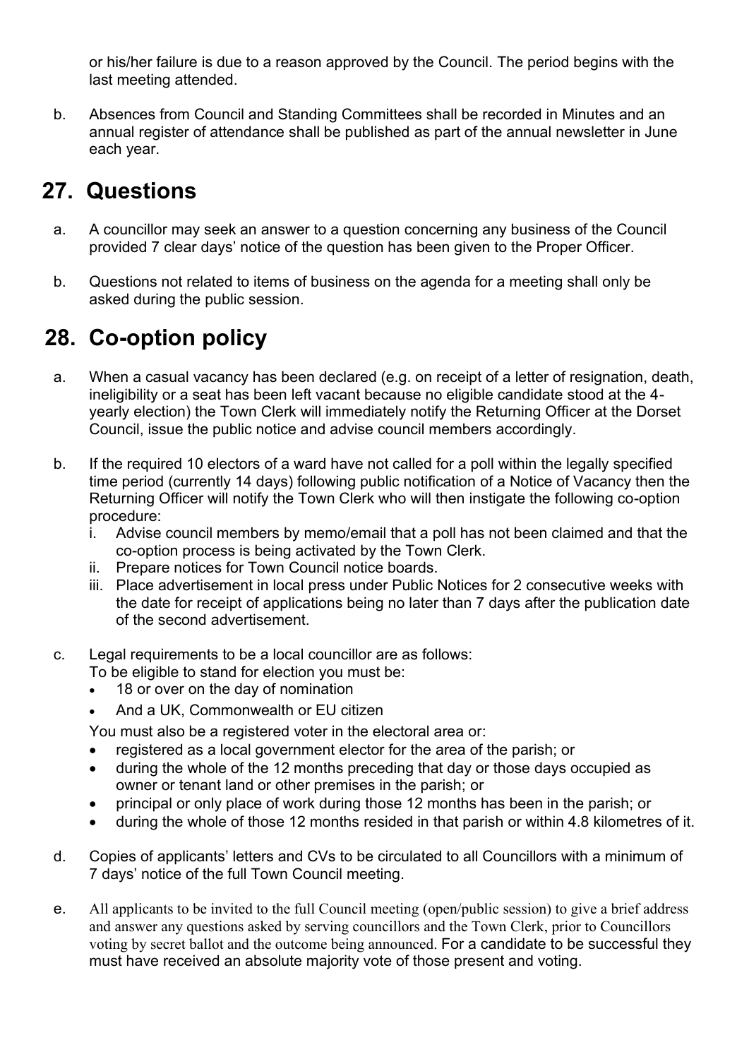or his/her failure is due to a reason approved by the Council. The period begins with the last meeting attended.

b. Absences from Council and Standing Committees shall be recorded in Minutes and an annual register of attendance shall be published as part of the annual newsletter in June each year.

## 27. Questions

a. A councillor may seek an answer to a question concerning any business of the Council provided 7 clear days' notice of the question has been given to the Proper Officer.

b. Questions not related to items of business on the agenda for a meeting shall only be asked during the public session.

## 28. Co-option policy

a. When a casual vacancy has been declared (e.g. on receipt of a letter of resignation, death, ineligibility or a seat has been left vacant because no eligible candidate stood at the 4-yearly election) the Town Clerk will immediately notify the Returning Officer at the Dorset Council, issue the public notice and advise council members accordingly.

b. If the required 10 electors of a ward have not called for a poll within the legally specified time period (currently 14 days) following public notification of a Notice of Vacancy then the Returning Officer will notify the Town Clerk who will then instigate the following co-option procedure:
   i. Advise council members by memo/email that a poll has not been claimed and that the co-option process is being activated by the Town Clerk.
   ii. Prepare notices for Town Council notice boards.
   iii. Place advertisement in local press under Public Notices for 2 consecutive weeks with the date for receipt of applications being no later than 7 days after the publication date of the second advertisement.

c. Legal requirements to be a local councillor are as follows:
   To be eligible to stand for election you must be:
   - 18 or over on the day of nomination
   - And a UK, Commonwealth or EU citizen

   You must also be a registered voter in the electoral area or:
   - registered as a local government elector for the area of the parish; or
   - during the whole of the 12 months preceding that day or those days occupied as owner or tenant land or other premises in the parish; or
   - principal or only place of work during those 12 months has been in the parish; or
   - during the whole of those 12 months resided in that parish or within 4.8 kilometres of it.

d. Copies of applicants' letters and CVs to be circulated to all Councillors with a minimum of 7 days' notice of the full Town Council meeting.

e. All applicants to be invited to the full Council meeting (open/public session) to give a brief address and answer any questions asked by serving councillors and the Town Clerk, prior to Councillors voting by secret ballot and the outcome being announced. For a candidate to be successful they must have received an absolute majority vote of those present and voting.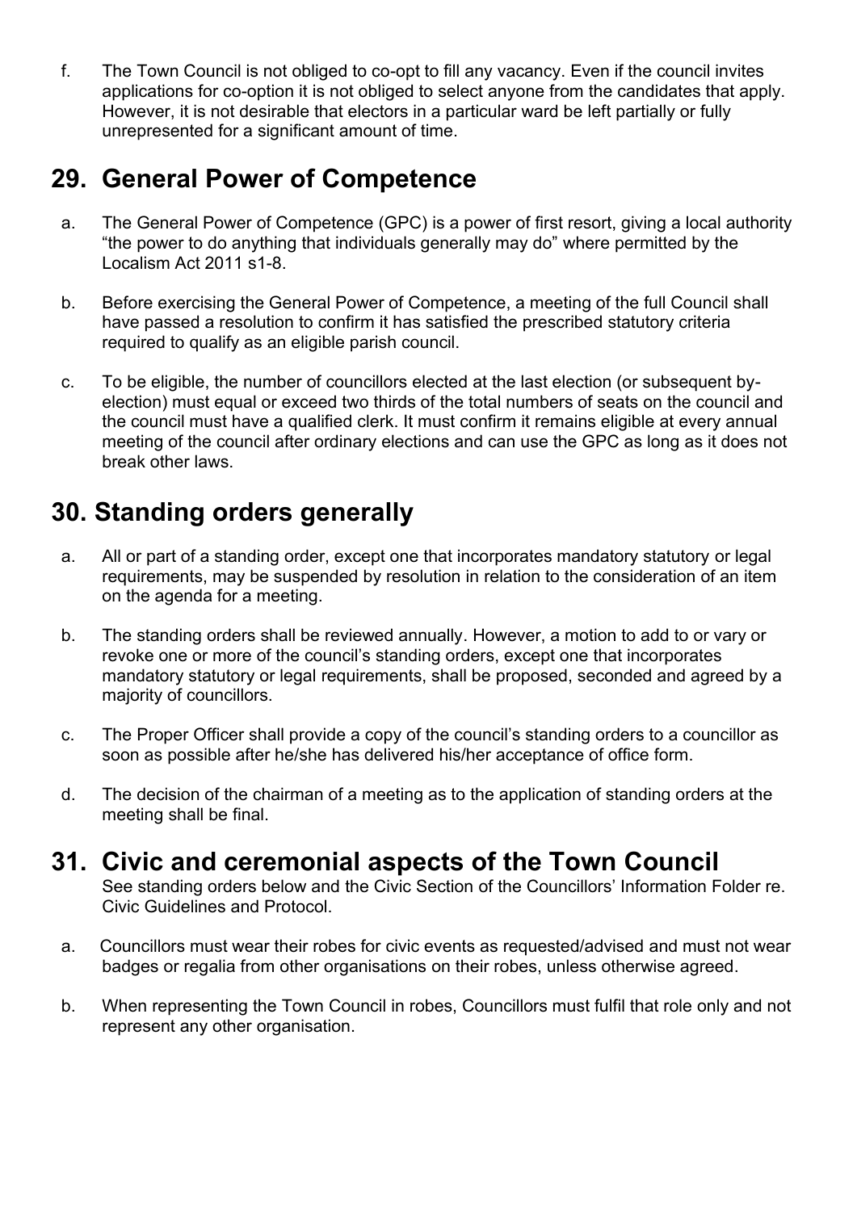f. The Town Council is not obliged to co-opt to fill any vacancy. Even if the council invites applications for co-option it is not obliged to select anyone from the candidates that apply. However, it is not desirable that electors in a particular ward be left partially or fully unrepresented for a significant amount of time.

## 29. General Power of Competence

a. The General Power of Competence (GPC) is a power of first resort, giving a local authority "the power to do anything that individuals generally may do" where permitted by the Localism Act 2011 s1-8.

b. Before exercising the General Power of Competence, a meeting of the full Council shall have passed a resolution to confirm it has satisfied the prescribed statutory criteria required to qualify as an eligible parish council.

c. To be eligible, the number of councillors elected at the last election (or subsequent by-election) must equal or exceed two thirds of the total numbers of seats on the council and the council must have a qualified clerk. It must confirm it remains eligible at every annual meeting of the council after ordinary elections and can use the GPC as long as it does not break other laws.

## 30. Standing orders generally

a. All or part of a standing order, except one that incorporates mandatory statutory or legal requirements, may be suspended by resolution in relation to the consideration of an item on the agenda for a meeting.

b. The standing orders shall be reviewed annually. However, a motion to add to or vary or revoke one or more of the council's standing orders, except one that incorporates mandatory statutory or legal requirements, shall be proposed, seconded and agreed by a majority of councillors.

c. The Proper Officer shall provide a copy of the council's standing orders to a councillor as soon as possible after he/she has delivered his/her acceptance of office form.

d. The decision of the chairman of a meeting as to the application of standing orders at the meeting shall be final.

## 31. Civic and ceremonial aspects of the Town Council

See standing orders below and the Civic Section of the Councillors' Information Folder re. Civic Guidelines and Protocol.

a. Councillors must wear their robes for civic events as requested/advised and must not wear badges or regalia from other organisations on their robes, unless otherwise agreed.

b. When representing the Town Council in robes, Councillors must fulfil that role only and not represent any other organisation.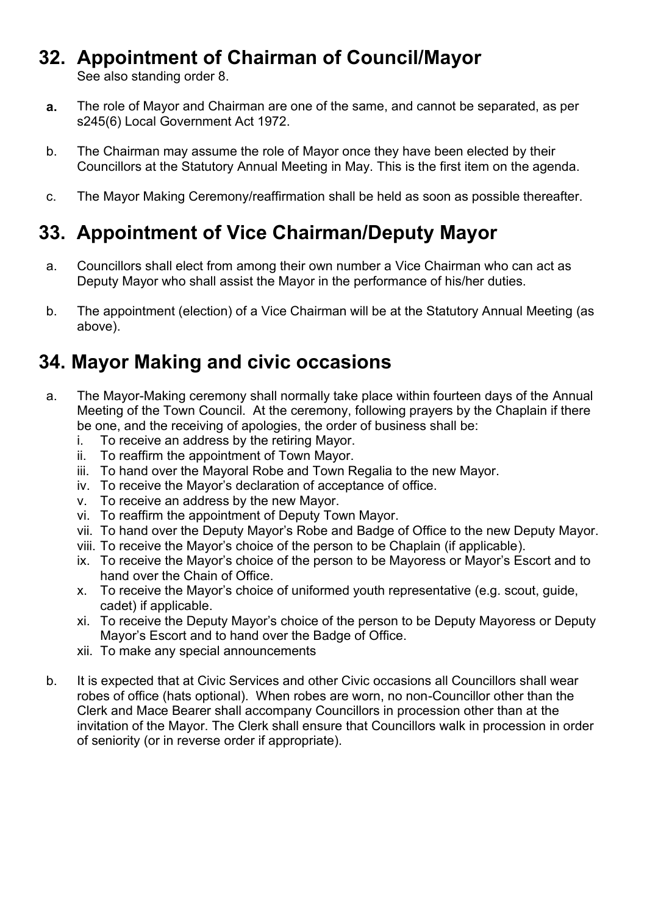## 32. Appointment of Chairman of Council/Mayor

See also standing order 8.

a. The role of Mayor and Chairman are one of the same, and cannot be separated, as per s245(6) Local Government Act 1972.

b. The Chairman may assume the role of Mayor once they have been elected by their Councillors at the Statutory Annual Meeting in May. This is the first item on the agenda.

c. The Mayor Making Ceremony/reaffirmation shall be held as soon as possible thereafter.

## 33. Appointment of Vice Chairman/Deputy Mayor

a. Councillors shall elect from among their own number a Vice Chairman who can act as Deputy Mayor who shall assist the Mayor in the performance of his/her duties.

b. The appointment (election) of a Vice Chairman will be at the Statutory Annual Meeting (as above).

## 34. Mayor Making and civic occasions

a. The Mayor-Making ceremony shall normally take place within fourteen days of the Annual Meeting of the Town Council. At the ceremony, following prayers by the Chaplain if there be one, and the receiving of apologies, the order of business shall be:
   i. To receive an address by the retiring Mayor.
   ii. To reaffirm the appointment of Town Mayor.
   iii. To hand over the Mayoral Robe and Town Regalia to the new Mayor.
   iv. To receive the Mayor's declaration of acceptance of office.
   v. To receive an address by the new Mayor.
   vi. To reaffirm the appointment of Deputy Town Mayor.
   vii. To hand over the Deputy Mayor's Robe and Badge of Office to the new Deputy Mayor.
   viii. To receive the Mayor's choice of the person to be Chaplain (if applicable).
   ix. To receive the Mayor's choice of the person to be Mayoress or Mayor's Escort and to hand over the Chain of Office.
   x. To receive the Mayor's choice of uniformed youth representative (e.g. scout, guide, cadet) if applicable.
   xi. To receive the Deputy Mayor's choice of the person to be Deputy Mayoress or Deputy Mayor's Escort and to hand over the Badge of Office.
   xii. To make any special announcements

b. It is expected that at Civic Services and other Civic occasions all Councillors shall wear robes of office (hats optional). When robes are worn, no non-Councillor other than the Clerk and Mace Bearer shall accompany Councillors in procession other than at the invitation of the Mayor. The Clerk shall ensure that Councillors walk in procession in order of seniority (or in reverse order if appropriate).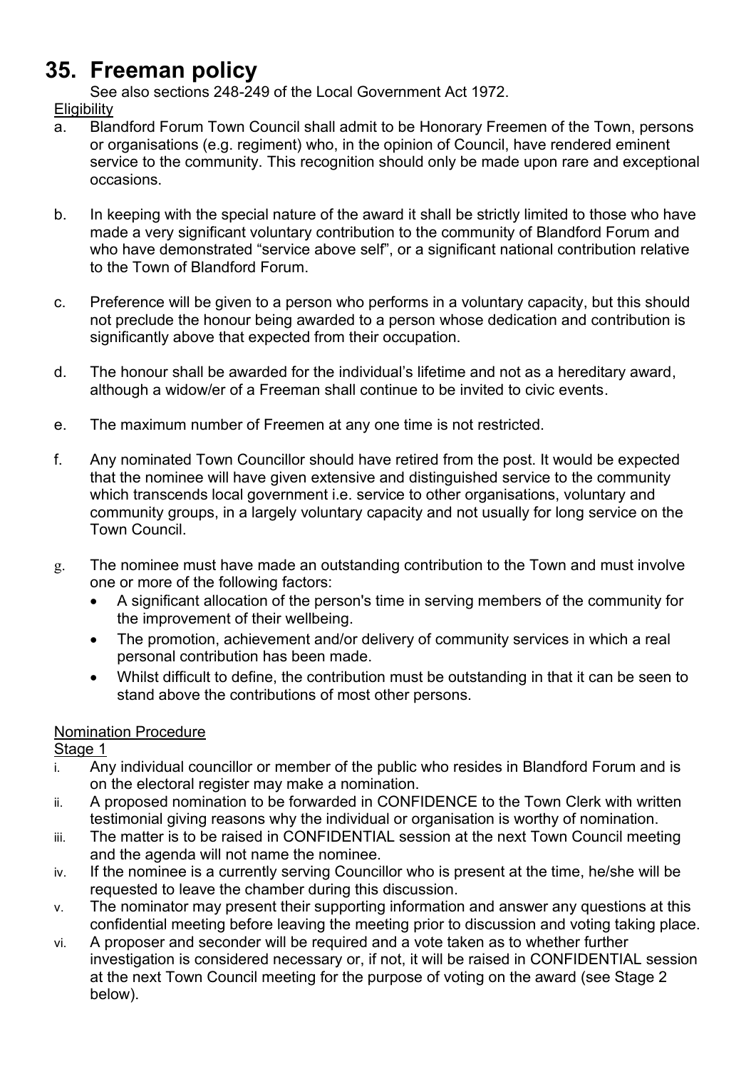# 35. Freeman policy

See also sections 248-249 of the Local Government Act 1972.

Eligibility

a. Blandford Forum Town Council shall admit to be Honorary Freemen of the Town, persons or organisations (e.g. regiment) who, in the opinion of Council, have rendered eminent service to the community. This recognition should only be made upon rare and exceptional occasions.

b. In keeping with the special nature of the award it shall be strictly limited to those who have made a very significant voluntary contribution to the community of Blandford Forum and who have demonstrated “service above self”, or a significant national contribution relative to the Town of Blandford Forum.

c. Preference will be given to a person who performs in a voluntary capacity, but this should not preclude the honour being awarded to a person whose dedication and contribution is significantly above that expected from their occupation.

d. The honour shall be awarded for the individual’s lifetime and not as a hereditary award, although a widow/er of a Freeman shall continue to be invited to civic events.

e. The maximum number of Freemen at any one time is not restricted.

f. Any nominated Town Councillor should have retired from the post. It would be expected that the nominee will have given extensive and distinguished service to the community which transcends local government i.e. service to other organisations, voluntary and community groups, in a largely voluntary capacity and not usually for long service on the Town Council.

g. The nominee must have made an outstanding contribution to the Town and must involve one or more of the following factors:
   - A significant allocation of the person's time in serving members of the community for the improvement of their wellbeing.
   - The promotion, achievement and/or delivery of community services in which a real personal contribution has been made.
   - Whilst difficult to define, the contribution must be outstanding in that it can be seen to stand above the contributions of most other persons.

Nomination Procedure

Stage 1

i. Any individual councillor or member of the public who resides in Blandford Forum and is on the electoral register may make a nomination.

ii. A proposed nomination to be forwarded in CONFIDENCE to the Town Clerk with written testimonial giving reasons why the individual or organisation is worthy of nomination.

iii. The matter is to be raised in CONFIDENTIAL session at the next Town Council meeting and the agenda will not name the nominee.

iv. If the nominee is a currently serving Councillor who is present at the time, he/she will be requested to leave the chamber during this discussion.

v. The nominator may present their supporting information and answer any questions at this confidential meeting before leaving the meeting prior to discussion and voting taking place.

vi. A proposer and seconder will be required and a vote taken as to whether further investigation is considered necessary or, if not, it will be raised in CONFIDENTIAL session at the next Town Council meeting for the purpose of voting on the award (see Stage 2 below).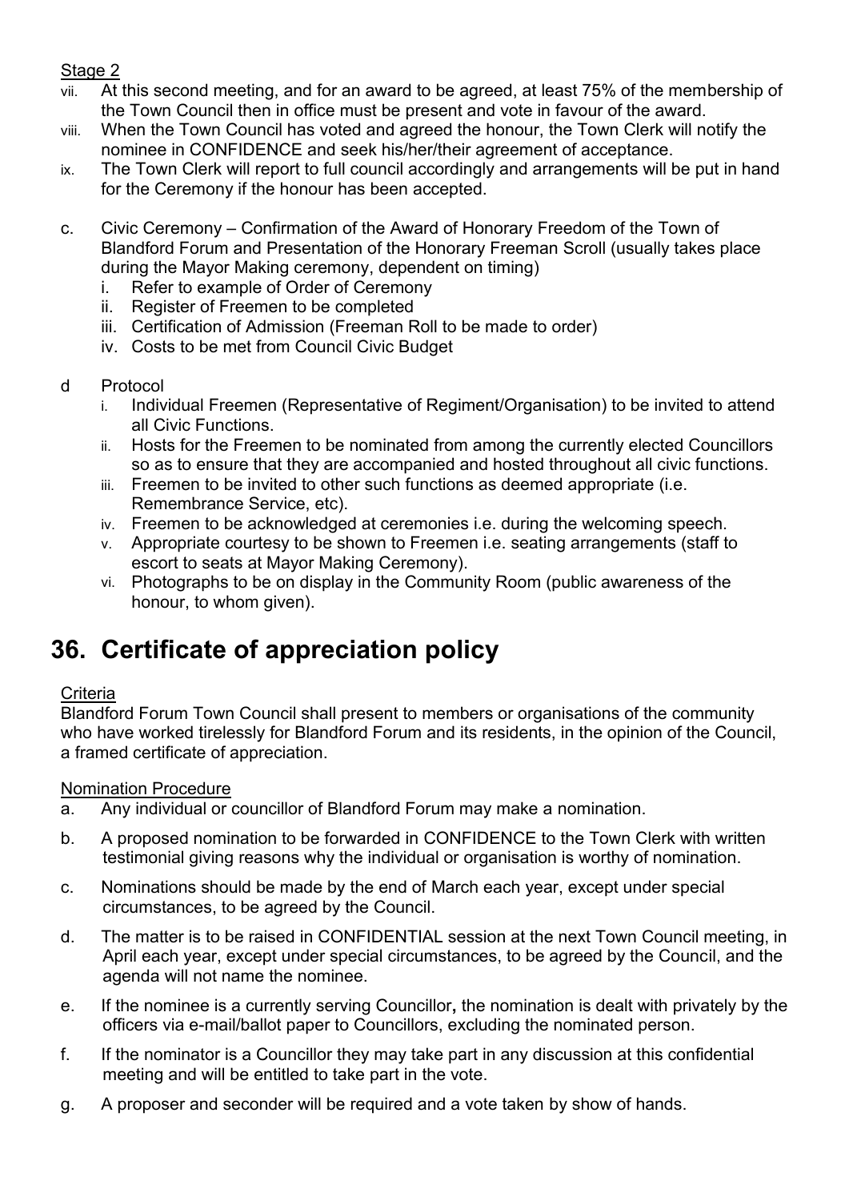Stage 2

vii. At this second meeting, and for an award to be agreed, at least 75% of the membership of the Town Council then in office must be present and vote in favour of the award.

viii. When the Town Council has voted and agreed the honour, the Town Clerk will notify the nominee in CONFIDENCE and seek his/her/their agreement of acceptance.

ix. The Town Clerk will report to full council accordingly and arrangements will be put in hand for the Ceremony if the honour has been accepted.

c. Civic Ceremony – Confirmation of the Award of Honorary Freedom of the Town of Blandford Forum and Presentation of the Honorary Freeman Scroll (usually takes place during the Mayor Making ceremony, dependent on timing)
   i. Refer to example of Order of Ceremony
   ii. Register of Freemen to be completed
   iii. Certification of Admission (Freeman Roll to be made to order)
   iv. Costs to be met from Council Civic Budget

d Protocol
   i. Individual Freemen (Representative of Regiment/Organisation) to be invited to attend all Civic Functions.
   ii. Hosts for the Freemen to be nominated from among the currently elected Councillors so as to ensure that they are accompanied and hosted throughout all civic functions.
   iii. Freemen to be invited to other such functions as deemed appropriate (i.e. Remembrance Service, etc).
   iv. Freemen to be acknowledged at ceremonies i.e. during the welcoming speech.
   v. Appropriate courtesy to be shown to Freemen i.e. seating arrangements (staff to escort to seats at Mayor Making Ceremony).
   vi. Photographs to be on display in the Community Room (public awareness of the honour, to whom given).

# 36. Certificate of appreciation policy

Criteria

Blandford Forum Town Council shall present to members or organisations of the community who have worked tirelessly for Blandford Forum and its residents, in the opinion of the Council, a framed certificate of appreciation.

Nomination Procedure

a. Any individual or councillor of Blandford Forum may make a nomination.

b. A proposed nomination to be forwarded in CONFIDENCE to the Town Clerk with written testimonial giving reasons why the individual or organisation is worthy of nomination.

c. Nominations should be made by the end of March each year, except under special circumstances, to be agreed by the Council.

d. The matter is to be raised in CONFIDENTIAL session at the next Town Council meeting, in April each year, except under special circumstances, to be agreed by the Council, and the agenda will not name the nominee.

e. If the nominee is a currently serving Councillor**,** the nomination is dealt with privately by the officers via e-mail/ballot paper to Councillors, excluding the nominated person.

f. If the nominator is a Councillor they may take part in any discussion at this confidential meeting and will be entitled to take part in the vote.

g. A proposer and seconder will be required and a vote taken by show of hands.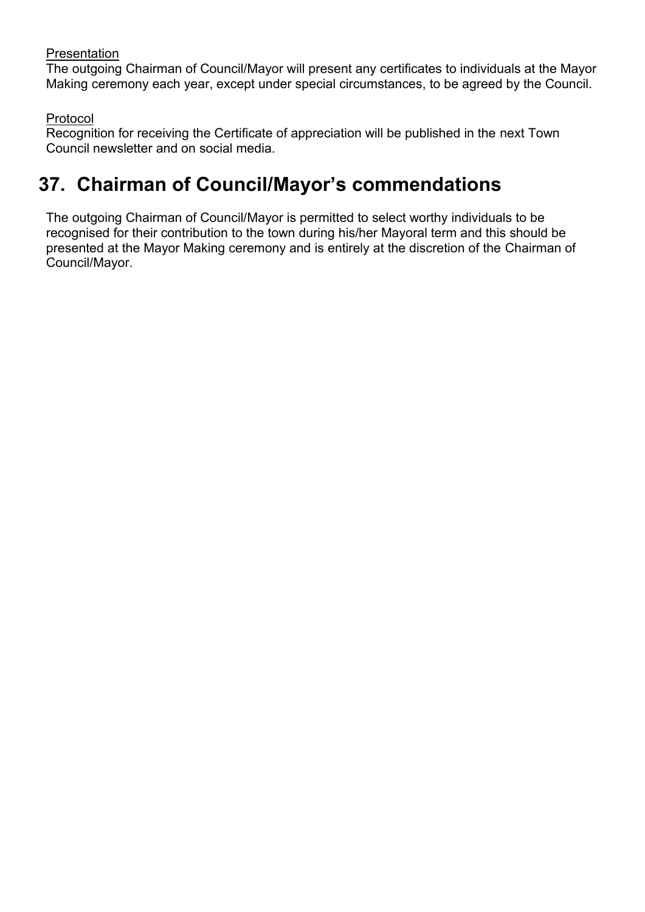Presentation

The outgoing Chairman of Council/Mayor will present any certificates to individuals at the Mayor Making ceremony each year, except under special circumstances, to be agreed by the Council.

Protocol

Recognition for receiving the Certificate of appreciation will be published in the next Town Council newsletter and on social media.

## 37. Chairman of Council/Mayor's commendations

The outgoing Chairman of Council/Mayor is permitted to select worthy individuals to be recognised for their contribution to the town during his/her Mayoral term and this should be presented at the Mayor Making ceremony and is entirely at the discretion of the Chairman of Council/Mayor.